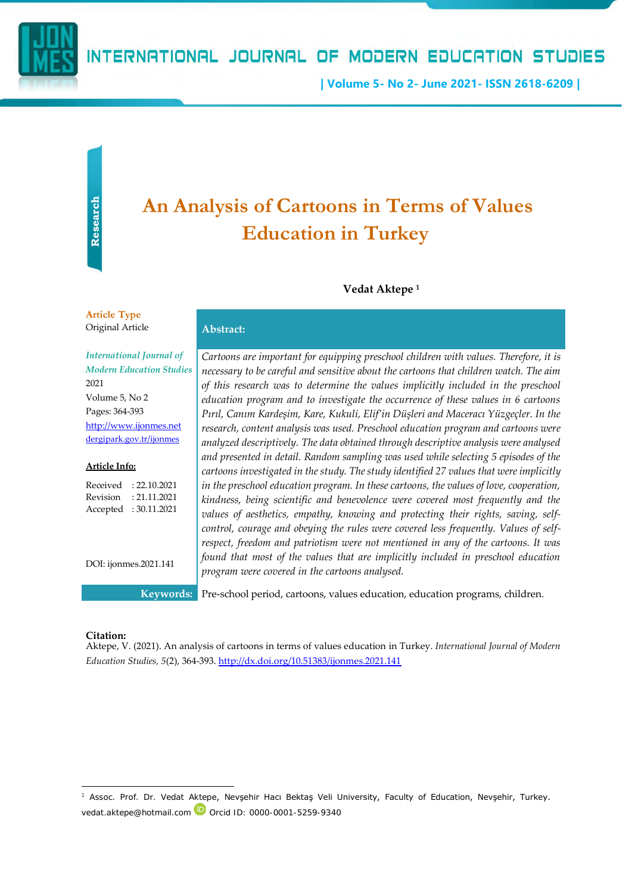Research

# An Analysis of Cartoons in Terms of Values Education in Turkey

**Vedat Aktepe** [1]

**Article Type**
Original Article

*International Journal of Modern Education Studies*
2021
Volume 5, No 2
Pages: 364-393
http://www.ijonmes.net
dergipark.gov.tr/ijonmes

**Article Info:**

Received : 22.10.2021
Revision : 21.11.2021
Accepted : 30.11.2021

DOI: ijonmes.2021.141

**Abstract:**

*Cartoons are important for equipping preschool children with values. Therefore, it is necessary to be careful and sensitive about the cartoons that children watch. The aim of this research was to determine the values implicitly included in the preschool education program and to investigate the occurrence of these values in 6 cartoons Pırıl, Canım Kardeşim, Kare, Kukuli, Elif'in Düşleri and Maceracı Yüzgeçler. In the research, content analysis was used. Preschool education program and cartoons were analyzed descriptively. The data obtained through descriptive analysis were analysed and presented in detail. Random sampling was used while selecting 5 episodes of the cartoons investigated in the study. The study identified 27 values that were implicitly in the preschool education program. In these cartoons, the values of love, cooperation, kindness, being scientific and benevolence were covered most frequently and the values of aesthetics, empathy, knowing and protecting their rights, saving, self-control, courage and obeying the rules were covered less frequently. Values of self-respect, freedom and patriotism were not mentioned in any of the cartoons. It was found that most of the values that are implicitly included in preschool education program were covered in the cartoons analysed.*

**Keywords:** Pre-school period, cartoons, values education, education programs, children.

**Citation:**
Aktepe, V. (2021). An analysis of cartoons in terms of values education in Turkey. *International Journal of Modern Education Studies, 5*(2), 364-393. http://dx.doi.org/10.51383/ijonmes.2021.141

---

[1] Assoc. Prof. Dr. Vedat Aktepe, Nevşehir Hacı Bektaş Veli University, Faculty of Education, Nevşehir, Turkey. vedat.aktepe@hotmail.com Orcid ID: 0000-0001-5259-9340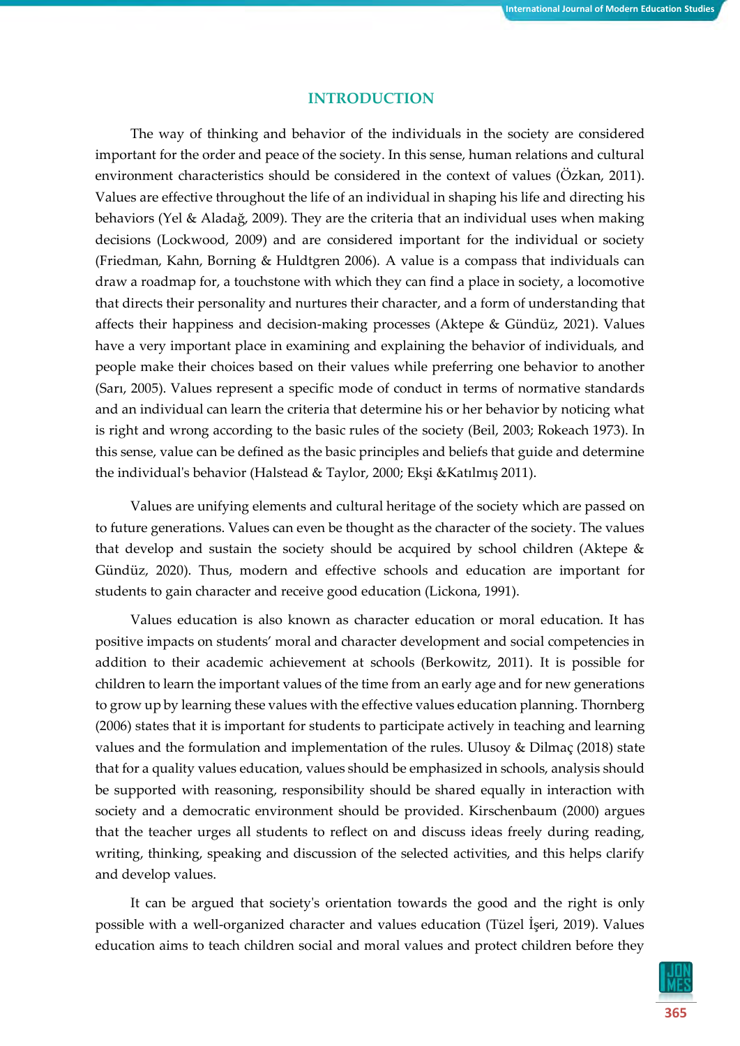## INTRODUCTION

The way of thinking and behavior of the individuals in the society are considered important for the order and peace of the society. In this sense, human relations and cultural environment characteristics should be considered in the context of values (Özkan, 2011). Values are effective throughout the life of an individual in shaping his life and directing his behaviors (Yel & Aladağ, 2009). They are the criteria that an individual uses when making decisions (Lockwood, 2009) and are considered important for the individual or society (Friedman, Kahn, Borning & Huldtgren 2006). A value is a compass that individuals can draw a roadmap for, a touchstone with which they can find a place in society, a locomotive that directs their personality and nurtures their character, and a form of understanding that affects their happiness and decision-making processes (Aktepe & Gündüz, 2021). Values have a very important place in examining and explaining the behavior of individuals, and people make their choices based on their values while preferring one behavior to another (Sarı, 2005). Values represent a specific mode of conduct in terms of normative standards and an individual can learn the criteria that determine his or her behavior by noticing what is right and wrong according to the basic rules of the society (Beil, 2003; Rokeach 1973). In this sense, value can be defined as the basic principles and beliefs that guide and determine the individual's behavior (Halstead & Taylor, 2000; Ekşi &Katılmış 2011).

Values are unifying elements and cultural heritage of the society which are passed on to future generations. Values can even be thought as the character of the society. The values that develop and sustain the society should be acquired by school children (Aktepe & Gündüz, 2020). Thus, modern and effective schools and education are important for students to gain character and receive good education (Lickona, 1991).

Values education is also known as character education or moral education. It has positive impacts on students' moral and character development and social competencies in addition to their academic achievement at schools (Berkowitz, 2011). It is possible for children to learn the important values of the time from an early age and for new generations to grow up by learning these values with the effective values education planning. Thornberg (2006) states that it is important for students to participate actively in teaching and learning values and the formulation and implementation of the rules. Ulusoy & Dilmaç (2018) state that for a quality values education, values should be emphasized in schools, analysis should be supported with reasoning, responsibility should be shared equally in interaction with society and a democratic environment should be provided. Kirschenbaum (2000) argues that the teacher urges all students to reflect on and discuss ideas freely during reading, writing, thinking, speaking and discussion of the selected activities, and this helps clarify and develop values.

It can be argued that society's orientation towards the good and the right is only possible with a well-organized character and values education (Tüzel İşeri, 2019). Values education aims to teach children social and moral values and protect children before they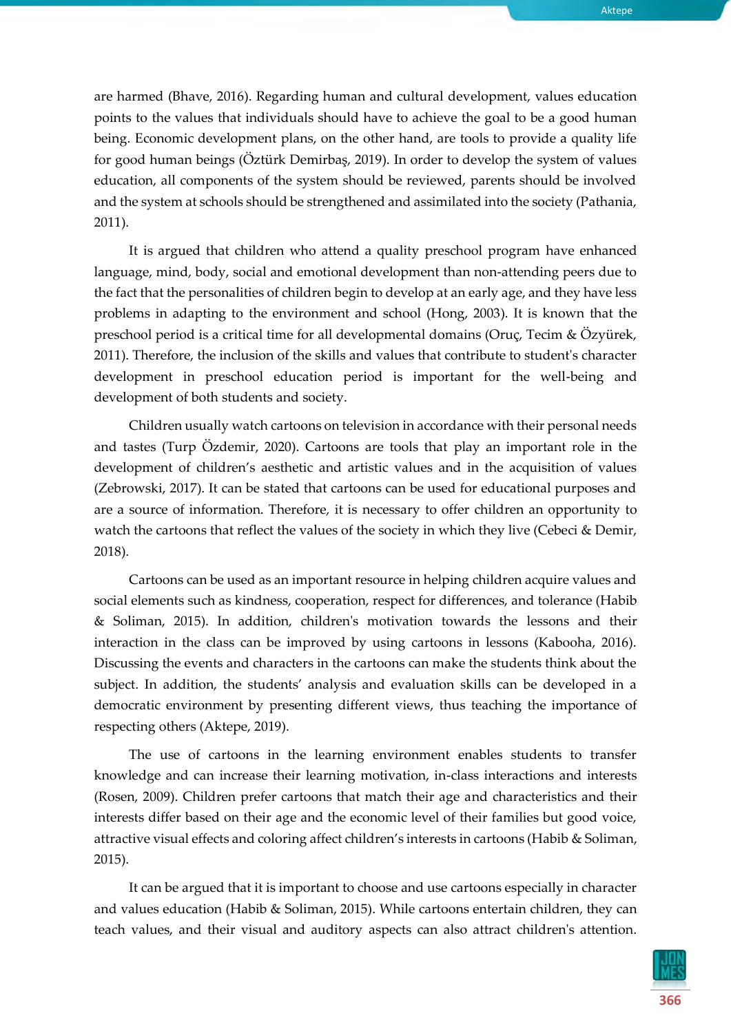are harmed (Bhave, 2016). Regarding human and cultural development, values education points to the values that individuals should have to achieve the goal to be a good human being. Economic development plans, on the other hand, are tools to provide a quality life for good human beings (Öztürk Demirbaş, 2019). In order to develop the system of values education, all components of the system should be reviewed, parents should be involved and the system at schools should be strengthened and assimilated into the society (Pathania, 2011).

It is argued that children who attend a quality preschool program have enhanced language, mind, body, social and emotional development than non-attending peers due to the fact that the personalities of children begin to develop at an early age, and they have less problems in adapting to the environment and school (Hong, 2003). It is known that the preschool period is a critical time for all developmental domains (Oruç, Tecim & Özyürek, 2011). Therefore, the inclusion of the skills and values that contribute to student's character development in preschool education period is important for the well-being and development of both students and society.

Children usually watch cartoons on television in accordance with their personal needs and tastes (Turp Özdemir, 2020). Cartoons are tools that play an important role in the development of children's aesthetic and artistic values and in the acquisition of values (Zebrowski, 2017). It can be stated that cartoons can be used for educational purposes and are a source of information. Therefore, it is necessary to offer children an opportunity to watch the cartoons that reflect the values of the society in which they live (Cebeci & Demir, 2018).

Cartoons can be used as an important resource in helping children acquire values and social elements such as kindness, cooperation, respect for differences, and tolerance (Habib & Soliman, 2015). In addition, children's motivation towards the lessons and their interaction in the class can be improved by using cartoons in lessons (Kabooha, 2016). Discussing the events and characters in the cartoons can make the students think about the subject. In addition, the students' analysis and evaluation skills can be developed in a democratic environment by presenting different views, thus teaching the importance of respecting others (Aktepe, 2019).

The use of cartoons in the learning environment enables students to transfer knowledge and can increase their learning motivation, in-class interactions and interests (Rosen, 2009). Children prefer cartoons that match their age and characteristics and their interests differ based on their age and the economic level of their families but good voice, attractive visual effects and coloring affect children's interests in cartoons (Habib & Soliman, 2015).

It can be argued that it is important to choose and use cartoons especially in character and values education (Habib & Soliman, 2015). While cartoons entertain children, they can teach values, and their visual and auditory aspects can also attract children's attention.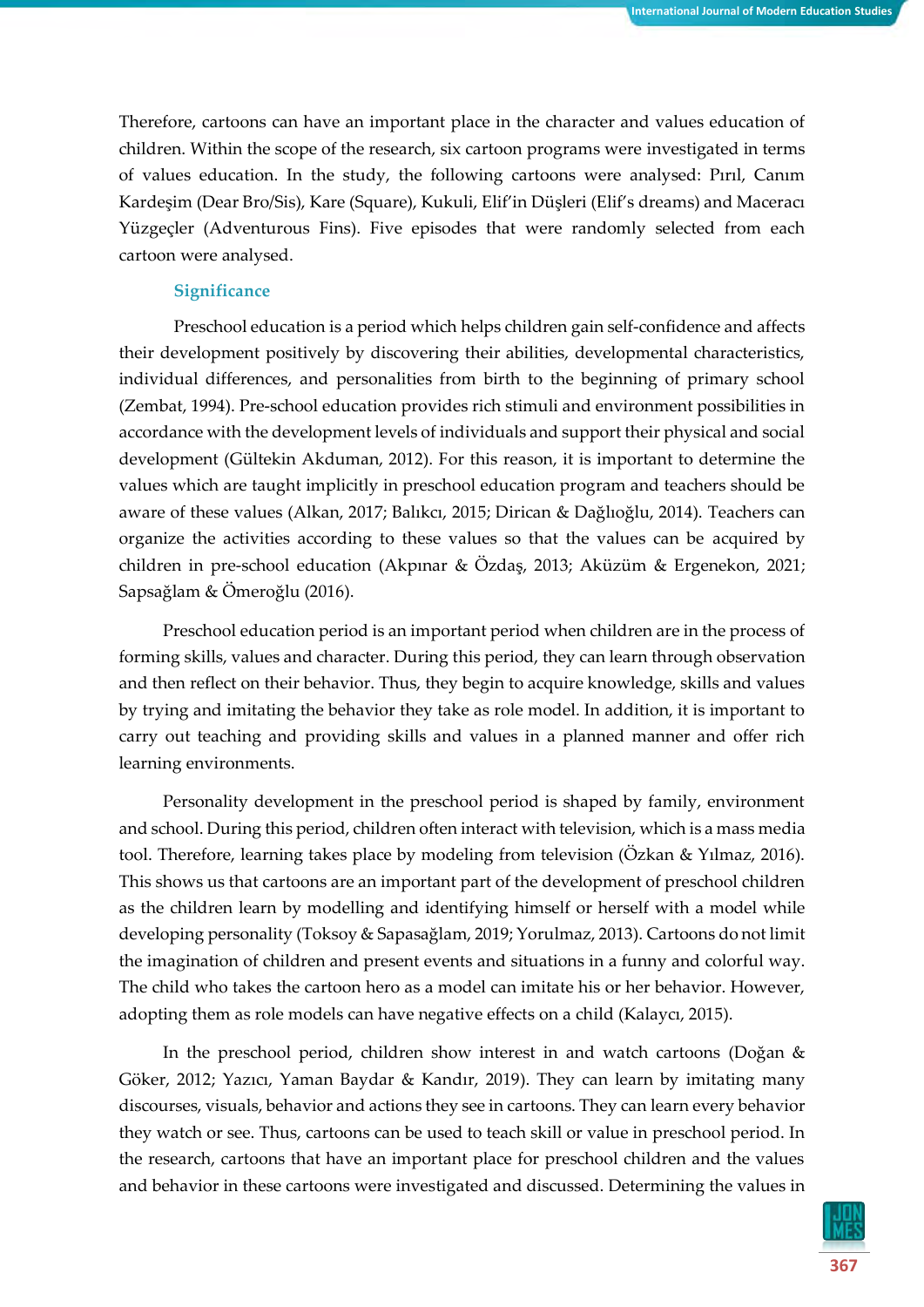Therefore, cartoons can have an important place in the character and values education of children. Within the scope of the research, six cartoon programs were investigated in terms of values education. In the study, the following cartoons were analysed: Pırıl, Canım Kardeşim (Dear Bro/Sis), Kare (Square), Kukuli, Elif'in Düşleri (Elif's dreams) and Maceracı Yüzgeçler (Adventurous Fins). Five episodes that were randomly selected from each cartoon were analysed.

### Significance

Preschool education is a period which helps children gain self-confidence and affects their development positively by discovering their abilities, developmental characteristics, individual differences, and personalities from birth to the beginning of primary school (Zembat, 1994). Pre-school education provides rich stimuli and environment possibilities in accordance with the development levels of individuals and support their physical and social development (Gültekin Akduman, 2012). For this reason, it is important to determine the values which are taught implicitly in preschool education program and teachers should be aware of these values (Alkan, 2017; Balıkcı, 2015; Dirican & Dağlıoğlu, 2014). Teachers can organize the activities according to these values so that the values can be acquired by children in pre-school education (Akpınar & Özdaş, 2013; Aküzüm & Ergenekon, 2021; Sapsağlam & Ömeroğlu (2016).

Preschool education period is an important period when children are in the process of forming skills, values and character. During this period, they can learn through observation and then reflect on their behavior. Thus, they begin to acquire knowledge, skills and values by trying and imitating the behavior they take as role model. In addition, it is important to carry out teaching and providing skills and values in a planned manner and offer rich learning environments.

Personality development in the preschool period is shaped by family, environment and school. During this period, children often interact with television, which is a mass media tool. Therefore, learning takes place by modeling from television (Özkan & Yılmaz, 2016). This shows us that cartoons are an important part of the development of preschool children as the children learn by modelling and identifying himself or herself with a model while developing personality (Toksoy & Sapasağlam, 2019; Yorulmaz, 2013). Cartoons do not limit the imagination of children and present events and situations in a funny and colorful way. The child who takes the cartoon hero as a model can imitate his or her behavior. However, adopting them as role models can have negative effects on a child (Kalaycı, 2015).

In the preschool period, children show interest in and watch cartoons (Doğan & Göker, 2012; Yazıcı, Yaman Baydar & Kandır, 2019). They can learn by imitating many discourses, visuals, behavior and actions they see in cartoons. They can learn every behavior they watch or see. Thus, cartoons can be used to teach skill or value in preschool period. In the research, cartoons that have an important place for preschool children and the values and behavior in these cartoons were investigated and discussed. Determining the values in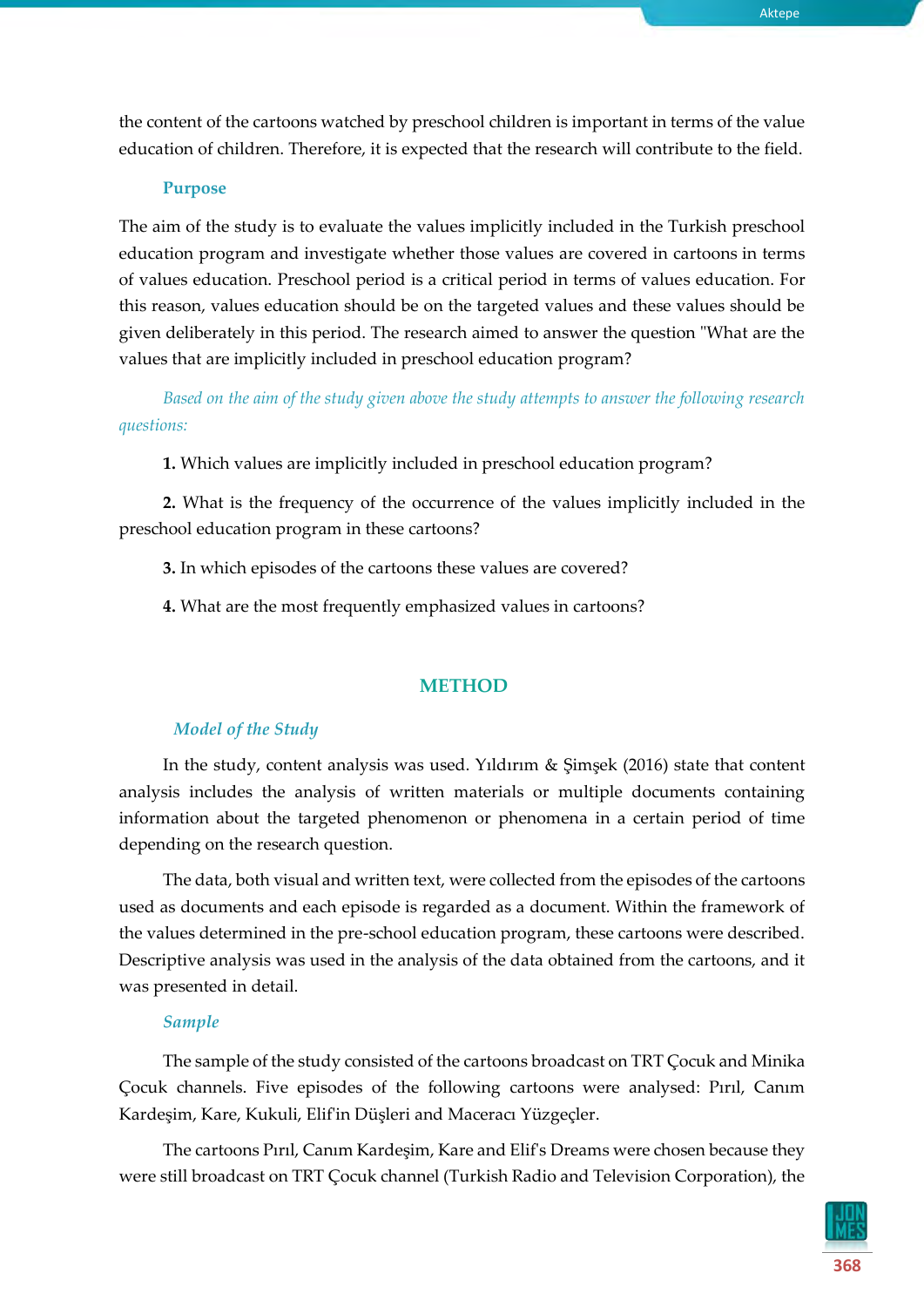the content of the cartoons watched by preschool children is important in terms of the value education of children. Therefore, it is expected that the research will contribute to the field.

### Purpose

The aim of the study is to evaluate the values implicitly included in the Turkish preschool education program and investigate whether those values are covered in cartoons in terms of values education. Preschool period is a critical period in terms of values education. For this reason, values education should be on the targeted values and these values should be given deliberately in this period. The research aimed to answer the question "What are the values that are implicitly included in preschool education program?

*Based on the aim of the study given above the study attempts to answer the following research questions:*

**1.** Which values are implicitly included in preschool education program?

**2.** What is the frequency of the occurrence of the values implicitly included in the preschool education program in these cartoons?

**3.** In which episodes of the cartoons these values are covered?

**4.** What are the most frequently emphasized values in cartoons?

## METHOD

### *Model of the Study*

In the study, content analysis was used. Yıldırım & Şimşek (2016) state that content analysis includes the analysis of written materials or multiple documents containing information about the targeted phenomenon or phenomena in a certain period of time depending on the research question.

The data, both visual and written text, were collected from the episodes of the cartoons used as documents and each episode is regarded as a document. Within the framework of the values determined in the pre-school education program, these cartoons were described. Descriptive analysis was used in the analysis of the data obtained from the cartoons, and it was presented in detail.

### *Sample*

The sample of the study consisted of the cartoons broadcast on TRT Çocuk and Minika Çocuk channels. Five episodes of the following cartoons were analysed: Pırıl, Canım Kardeşim, Kare, Kukuli, Elif'in Düşleri and Maceracı Yüzgeçler.

The cartoons Pırıl, Canım Kardeşim, Kare and Elif's Dreams were chosen because they were still broadcast on TRT Çocuk channel (Turkish Radio and Television Corporation), the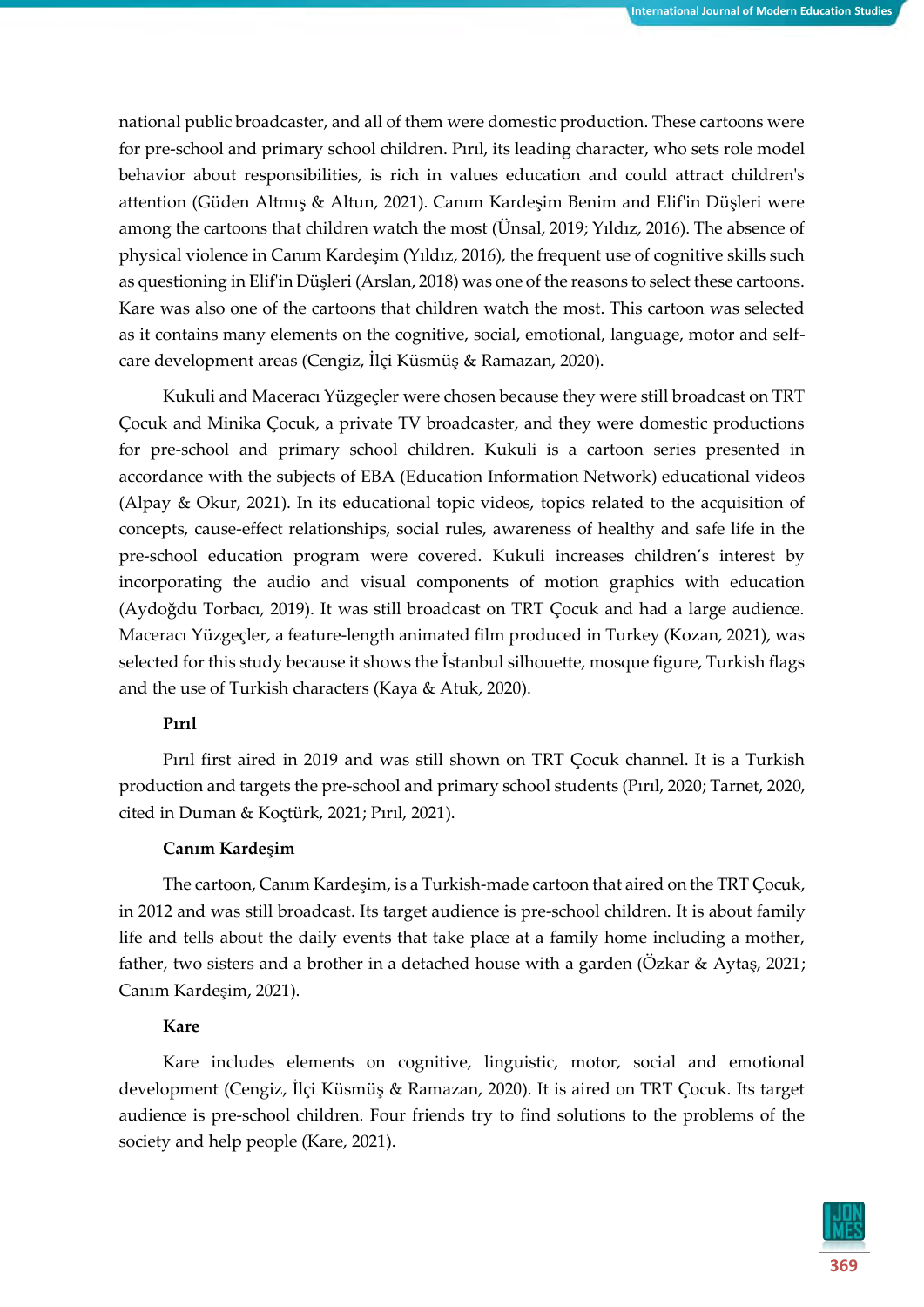national public broadcaster, and all of them were domestic production. These cartoons were for pre-school and primary school children. Pırıl, its leading character, who sets role model behavior about responsibilities, is rich in values education and could attract children's attention (Güden Altmış & Altun, 2021). Canım Kardeşim Benim and Elif'in Düşleri were among the cartoons that children watch the most (Ünsal, 2019; Yıldız, 2016). The absence of physical violence in Canım Kardeşim (Yıldız, 2016), the frequent use of cognitive skills such as questioning in Elif'in Düşleri (Arslan, 2018) was one of the reasons to select these cartoons. Kare was also one of the cartoons that children watch the most. This cartoon was selected as it contains many elements on the cognitive, social, emotional, language, motor and self-care development areas (Cengiz, İlçi Küsmüş & Ramazan, 2020).

Kukuli and Maceracı Yüzgeçler were chosen because they were still broadcast on TRT Çocuk and Minika Çocuk, a private TV broadcaster, and they were domestic productions for pre-school and primary school children. Kukuli is a cartoon series presented in accordance with the subjects of EBA (Education Information Network) educational videos (Alpay & Okur, 2021). In its educational topic videos, topics related to the acquisition of concepts, cause-effect relationships, social rules, awareness of healthy and safe life in the pre-school education program were covered. Kukuli increases children's interest by incorporating the audio and visual components of motion graphics with education (Aydoğdu Torbacı, 2019). It was still broadcast on TRT Çocuk and had a large audience. Maceracı Yüzgeçler, a feature-length animated film produced in Turkey (Kozan, 2021), was selected for this study because it shows the İstanbul silhouette, mosque figure, Turkish flags and the use of Turkish characters (Kaya & Atuk, 2020).

**Pırıl**

Pırıl first aired in 2019 and was still shown on TRT Çocuk channel. It is a Turkish production and targets the pre-school and primary school students (Pırıl, 2020; Tarnet, 2020, cited in Duman & Koçtürk, 2021; Pırıl, 2021).

**Canım Kardeşim**

The cartoon, Canım Kardeşim, is a Turkish-made cartoon that aired on the TRT Çocuk, in 2012 and was still broadcast. Its target audience is pre-school children. It is about family life and tells about the daily events that take place at a family home including a mother, father, two sisters and a brother in a detached house with a garden (Özkar & Aytaş, 2021; Canım Kardeşim, 2021).

**Kare**

Kare includes elements on cognitive, linguistic, motor, social and emotional development (Cengiz, İlçi Küsmüş & Ramazan, 2020). It is aired on TRT Çocuk. Its target audience is pre-school children. Four friends try to find solutions to the problems of the society and help people (Kare, 2021).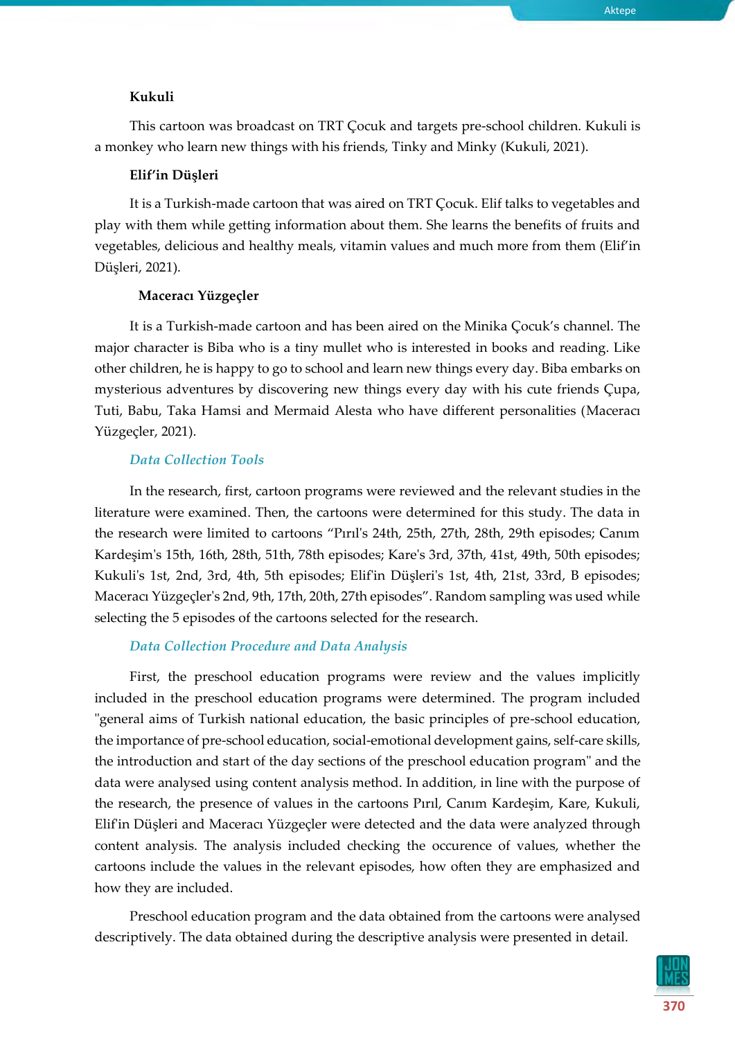**Kukuli**

This cartoon was broadcast on TRT Çocuk and targets pre-school children. Kukuli is a monkey who learn new things with his friends, Tinky and Minky (Kukuli, 2021).

**Elif'in Düşleri**

It is a Turkish-made cartoon that was aired on TRT Çocuk. Elif talks to vegetables and play with them while getting information about them. She learns the benefits of fruits and vegetables, delicious and healthy meals, vitamin values and much more from them (Elif'in Düşleri, 2021).

**Maceracı Yüzgeçler**

It is a Turkish-made cartoon and has been aired on the Minika Çocuk's channel. The major character is Biba who is a tiny mullet who is interested in books and reading. Like other children, he is happy to go to school and learn new things every day. Biba embarks on mysterious adventures by discovering new things every day with his cute friends Çupa, Tuti, Babu, Taka Hamsi and Mermaid Alesta who have different personalities (Maceracı Yüzgeçler, 2021).

### *Data Collection Tools*

In the research, first, cartoon programs were reviewed and the relevant studies in the literature were examined. Then, the cartoons were determined for this study. The data in the research were limited to cartoons "Pırıl's 24th, 25th, 27th, 28th, 29th episodes; Canım Kardeşim's 15th, 16th, 28th, 51th, 78th episodes; Kare's 3rd, 37th, 41st, 49th, 50th episodes; Kukuli's 1st, 2nd, 3rd, 4th, 5th episodes; Elif'in Düşleri's 1st, 4th, 21st, 33rd, B episodes; Maceracı Yüzgeçler's 2nd, 9th, 17th, 20th, 27th episodes". Random sampling was used while selecting the 5 episodes of the cartoons selected for the research.

### *Data Collection Procedure and Data Analysis*

First, the preschool education programs were review and the values implicitly included in the preschool education programs were determined. The program included "general aims of Turkish national education, the basic principles of pre-school education, the importance of pre-school education, social-emotional development gains, self-care skills, the introduction and start of the day sections of the preschool education program" and the data were analysed using content analysis method. In addition, in line with the purpose of the research, the presence of values in the cartoons Pırıl, Canım Kardeşim, Kare, Kukuli, Elif'in Düşleri and Maceracı Yüzgeçler were detected and the data were analyzed through content analysis. The analysis included checking the occurence of values, whether the cartoons include the values in the relevant episodes, how often they are emphasized and how they are included.

Preschool education program and the data obtained from the cartoons were analysed descriptively. The data obtained during the descriptive analysis were presented in detail.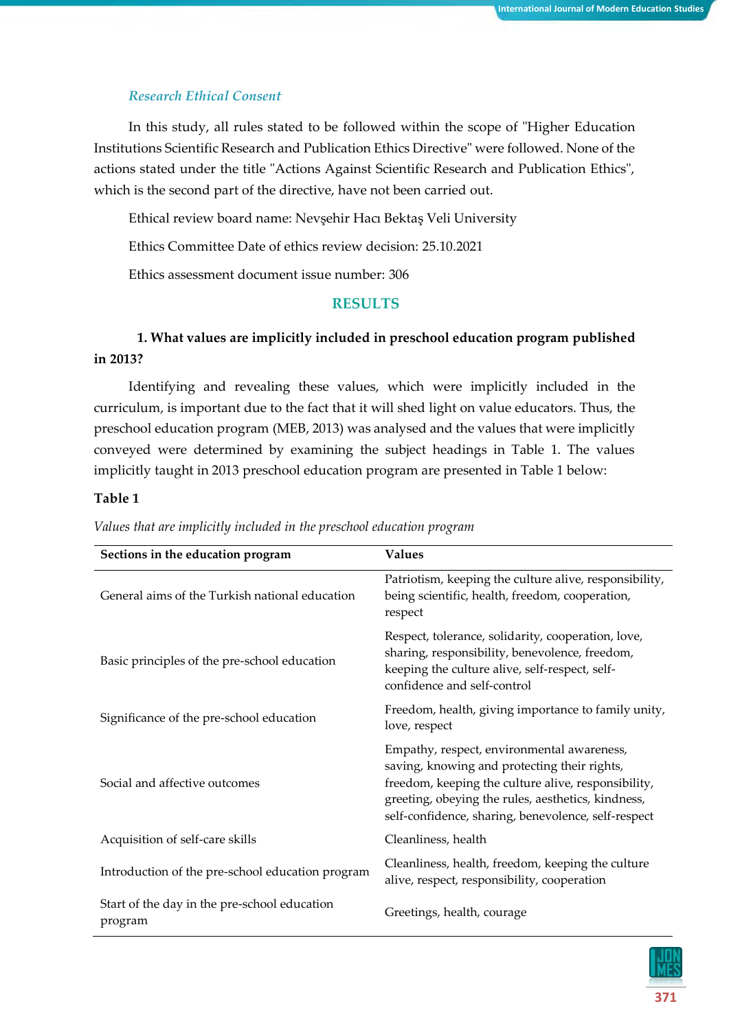### *Research Ethical Consent*

In this study, all rules stated to be followed within the scope of "Higher Education Institutions Scientific Research and Publication Ethics Directive" were followed. None of the actions stated under the title "Actions Against Scientific Research and Publication Ethics", which is the second part of the directive, have not been carried out.

Ethical review board name: Nevşehir Hacı Bektaş Veli University

Ethics Committee Date of ethics review decision: 25.10.2021

Ethics assessment document issue number: 306

## RESULTS

**1. What values are implicitly included in preschool education program published in 2013?**

Identifying and revealing these values, which were implicitly included in the curriculum, is important due to the fact that it will shed light on value educators. Thus, the preschool education program (MEB, 2013) was analysed and the values that were implicitly conveyed were determined by examining the subject headings in Table 1. The values implicitly taught in 2013 preschool education program are presented in Table 1 below:

**Table 1**

*Values that are implicitly included in the preschool education program*

| Sections in the education program | Values |
| --- | --- |
| General aims of the Turkish national education | Patriotism, keeping the culture alive, responsibility, being scientific, health, freedom, cooperation, respect |
| Basic principles of the pre-school education | Respect, tolerance, solidarity, cooperation, love, sharing, responsibility, benevolence, freedom, keeping the culture alive, self-respect, self-confidence and self-control |
| Significance of the pre-school education | Freedom, health, giving importance to family unity, love, respect |
| Social and affective outcomes | Empathy, respect, environmental awareness, saving, knowing and protecting their rights, freedom, keeping the culture alive, responsibility, greeting, obeying the rules, aesthetics, kindness, self-confidence, sharing, benevolence, self-respect |
| Acquisition of self-care skills | Cleanliness, health |
| Introduction of the pre-school education program | Cleanliness, health, freedom, keeping the culture alive, respect, responsibility, cooperation |
| Start of the day in the pre-school education program | Greetings, health, courage |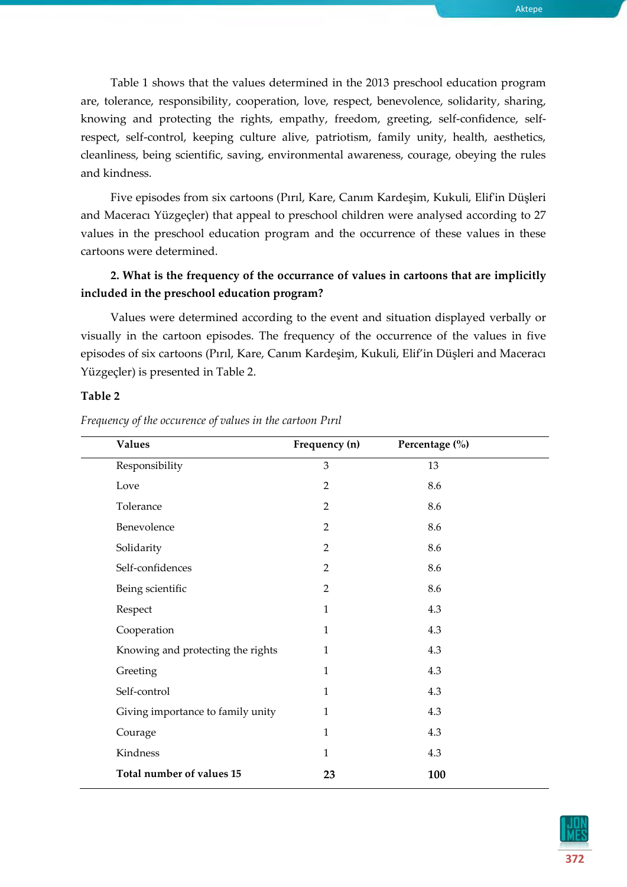Table 1 shows that the values determined in the 2013 preschool education program are, tolerance, responsibility, cooperation, love, respect, benevolence, solidarity, sharing, knowing and protecting the rights, empathy, freedom, greeting, self-confidence, self-respect, self-control, keeping culture alive, patriotism, family unity, health, aesthetics, cleanliness, being scientific, saving, environmental awareness, courage, obeying the rules and kindness.

Five episodes from six cartoons (Pırıl, Kare, Canım Kardeşim, Kukuli, Elif'in Düşleri and Maceracı Yüzgeçler) that appeal to preschool children were analysed according to 27 values in the preschool education program and the occurrence of these values in these cartoons were determined.

**2. What is the frequency of the occurrance of values in cartoons that are implicitly included in the preschool education program?**

Values were determined according to the event and situation displayed verbally or visually in the cartoon episodes. The frequency of the occurrence of the values in five episodes of six cartoons (Pırıl, Kare, Canım Kardeşim, Kukuli, Elif'in Düşleri and Maceracı Yüzgeçler) is presented in Table 2.

**Table 2**

*Frequency of the occurence of values in the cartoon Pırıl*

| Values | Frequency (n) | Percentage (%) |
|---|---|---|
| Responsibility | 3 | 13 |
| Love | 2 | 8.6 |
| Tolerance | 2 | 8.6 |
| Benevolence | 2 | 8.6 |
| Solidarity | 2 | 8.6 |
| Self-confidences | 2 | 8.6 |
| Being scientific | 2 | 8.6 |
| Respect | 1 | 4.3 |
| Cooperation | 1 | 4.3 |
| Knowing and protecting the rights | 1 | 4.3 |
| Greeting | 1 | 4.3 |
| Self-control | 1 | 4.3 |
| Giving importance to family unity | 1 | 4.3 |
| Courage | 1 | 4.3 |
| Kindness | 1 | 4.3 |
| **Total number of values 15** | **23** | **100** |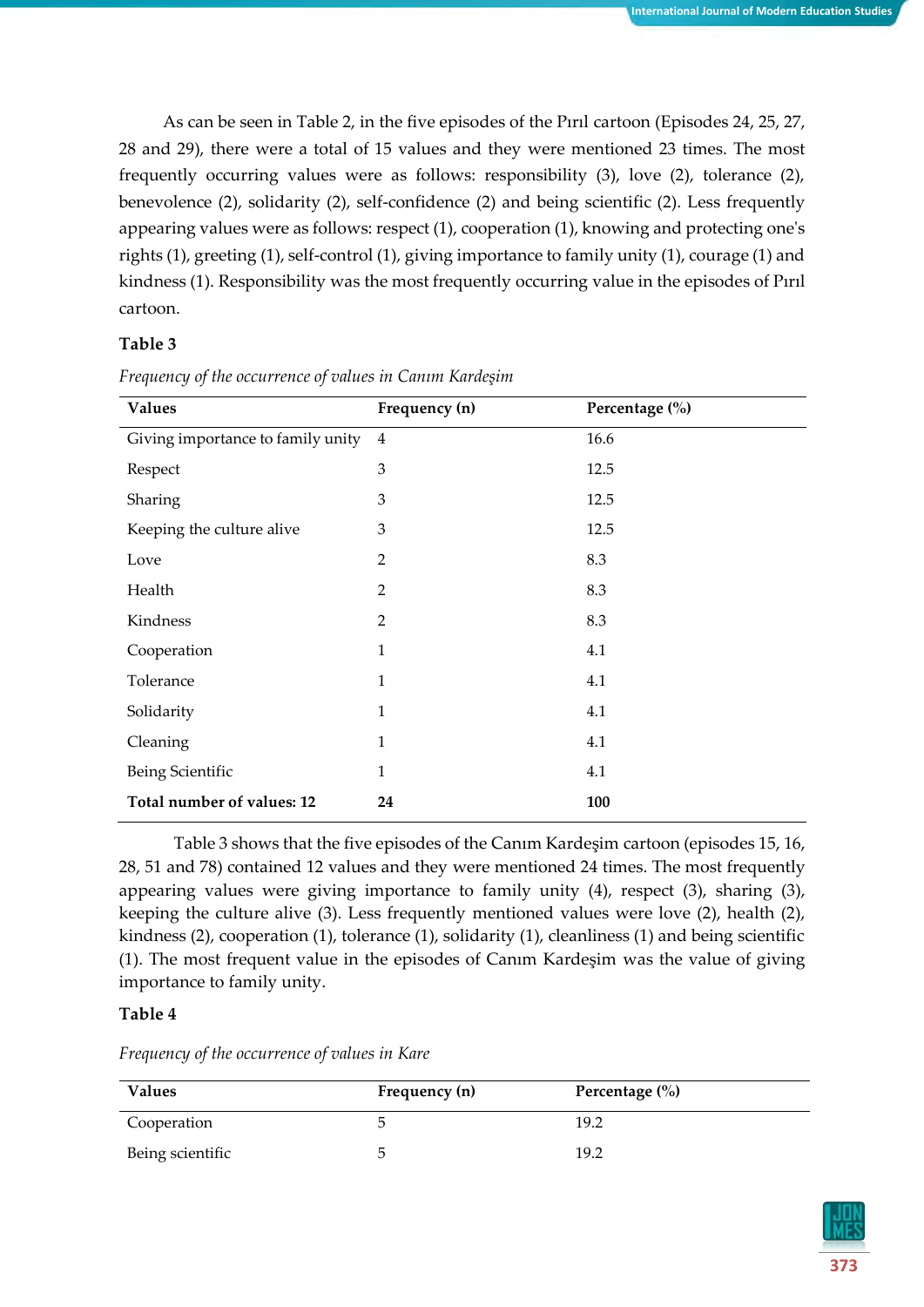As can be seen in Table 2, in the five episodes of the Pırıl cartoon (Episodes 24, 25, 27, 28 and 29), there were a total of 15 values and they were mentioned 23 times. The most frequently occurring values were as follows: responsibility (3), love (2), tolerance (2), benevolence (2), solidarity (2), self-confidence (2) and being scientific (2). Less frequently appearing values were as follows: respect (1), cooperation (1), knowing and protecting one's rights (1), greeting (1), self-control (1), giving importance to family unity (1), courage (1) and kindness (1). Responsibility was the most frequently occurring value in the episodes of Pırıl cartoon.

**Table 3**

*Frequency of the occurrence of values in Canım Kardeşim*

| Values | Frequency (n) | Percentage (%) |
|---|---|---|
| Giving importance to family unity | 4 | 16.6 |
| Respect | 3 | 12.5 |
| Sharing | 3 | 12.5 |
| Keeping the culture alive | 3 | 12.5 |
| Love | 2 | 8.3 |
| Health | 2 | 8.3 |
| Kindness | 2 | 8.3 |
| Cooperation | 1 | 4.1 |
| Tolerance | 1 | 4.1 |
| Solidarity | 1 | 4.1 |
| Cleaning | 1 | 4.1 |
| Being Scientific | 1 | 4.1 |
| **Total number of values: 12** | **24** | **100** |

Table 3 shows that the five episodes of the Canım Kardeşim cartoon (episodes 15, 16, 28, 51 and 78) contained 12 values and they were mentioned 24 times. The most frequently appearing values were giving importance to family unity (4), respect (3), sharing (3), keeping the culture alive (3). Less frequently mentioned values were love (2), health (2), kindness (2), cooperation (1), tolerance (1), solidarity (1), cleanliness (1) and being scientific (1). The most frequent value in the episodes of Canım Kardeşim was the value of giving importance to family unity.

**Table 4**

*Frequency of the occurrence of values in Kare*

| Values | Frequency (n) | Percentage (%) |
|---|---|---|
| Cooperation | 5 | 19.2 |
| Being scientific | 5 | 19.2 |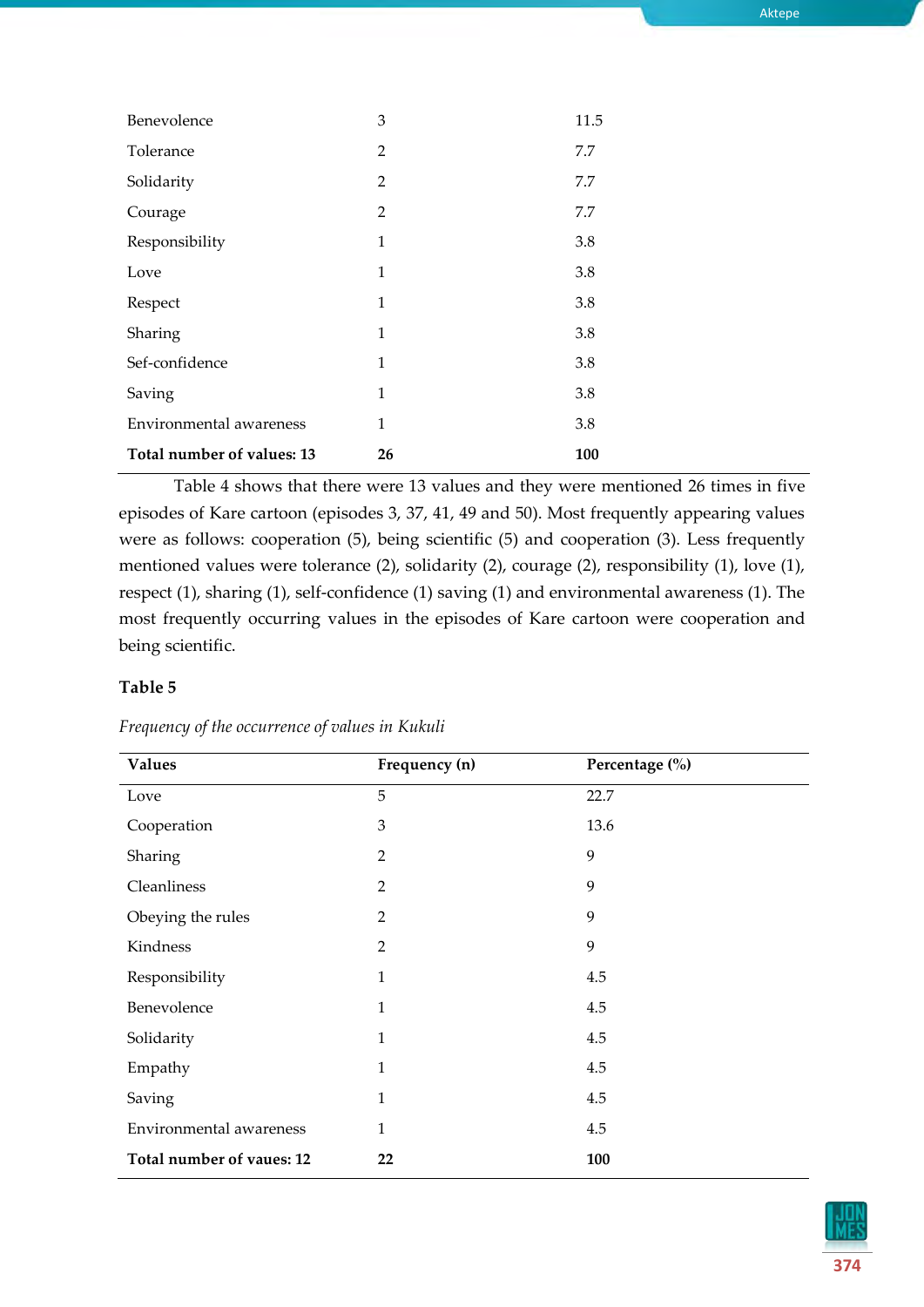| | | |
|---|---|---|
| Benevolence | 3 | 11.5 |
| Tolerance | 2 | 7.7 |
| Solidarity | 2 | 7.7 |
| Courage | 2 | 7.7 |
| Responsibility | 1 | 3.8 |
| Love | 1 | 3.8 |
| Respect | 1 | 3.8 |
| Sharing | 1 | 3.8 |
| Sef-confidence | 1 | 3.8 |
| Saving | 1 | 3.8 |
| Environmental awareness | 1 | 3.8 |
| **Total number of values: 13** | **26** | **100** |

Table 4 shows that there were 13 values and they were mentioned 26 times in five episodes of Kare cartoon (episodes 3, 37, 41, 49 and 50). Most frequently appearing values were as follows: cooperation (5), being scientific (5) and cooperation (3). Less frequently mentioned values were tolerance (2), solidarity (2), courage (2), responsibility (1), love (1), respect (1), sharing (1), self-confidence (1) saving (1) and environmental awareness (1). The most frequently occurring values in the episodes of Kare cartoon were cooperation and being scientific.

**Table 5**

*Frequency of the occurrence of values in Kukuli*

| Values | Frequency (n) | Percentage (%) |
|---|---|---|
| Love | 5 | 22.7 |
| Cooperation | 3 | 13.6 |
| Sharing | 2 | 9 |
| Cleanliness | 2 | 9 |
| Obeying the rules | 2 | 9 |
| Kindness | 2 | 9 |
| Responsibility | 1 | 4.5 |
| Benevolence | 1 | 4.5 |
| Solidarity | 1 | 4.5 |
| Empathy | 1 | 4.5 |
| Saving | 1 | 4.5 |
| Environmental awareness | 1 | 4.5 |
| **Total number of vaues: 12** | **22** | **100** |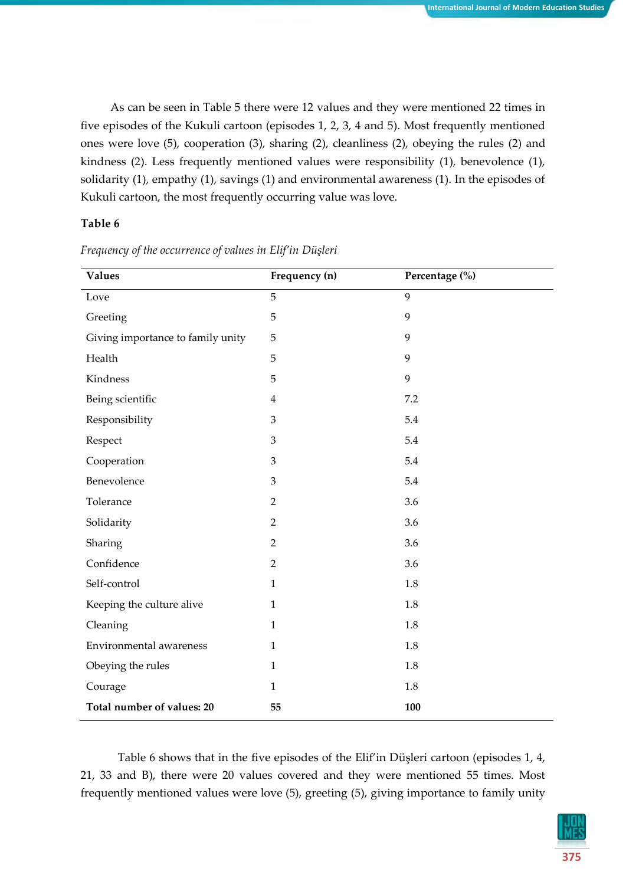As can be seen in Table 5 there were 12 values and they were mentioned 22 times in five episodes of the Kukuli cartoon (episodes 1, 2, 3, 4 and 5). Most frequently mentioned ones were love (5), cooperation (3), sharing (2), cleanliness (2), obeying the rules (2) and kindness (2). Less frequently mentioned values were responsibility (1), benevolence (1), solidarity (1), empathy (1), savings (1) and environmental awareness (1). In the episodes of Kukuli cartoon, the most frequently occurring value was love.

**Table 6**

*Frequency of the occurrence of values in Elif'in Düşleri*

| Values | Frequency (n) | Percentage (%) |
|---|---|---|
| Love | 5 | 9 |
| Greeting | 5 | 9 |
| Giving importance to family unity | 5 | 9 |
| Health | 5 | 9 |
| Kindness | 5 | 9 |
| Being scientific | 4 | 7.2 |
| Responsibility | 3 | 5.4 |
| Respect | 3 | 5.4 |
| Cooperation | 3 | 5.4 |
| Benevolence | 3 | 5.4 |
| Tolerance | 2 | 3.6 |
| Solidarity | 2 | 3.6 |
| Sharing | 2 | 3.6 |
| Confidence | 2 | 3.6 |
| Self-control | 1 | 1.8 |
| Keeping the culture alive | 1 | 1.8 |
| Cleaning | 1 | 1.8 |
| Environmental awareness | 1 | 1.8 |
| Obeying the rules | 1 | 1.8 |
| Courage | 1 | 1.8 |
| **Total number of values: 20** | **55** | **100** |

Table 6 shows that in the five episodes of the Elif'in Düşleri cartoon (episodes 1, 4, 21, 33 and B), there were 20 values covered and they were mentioned 55 times. Most frequently mentioned values were love (5), greeting (5), giving importance to family unity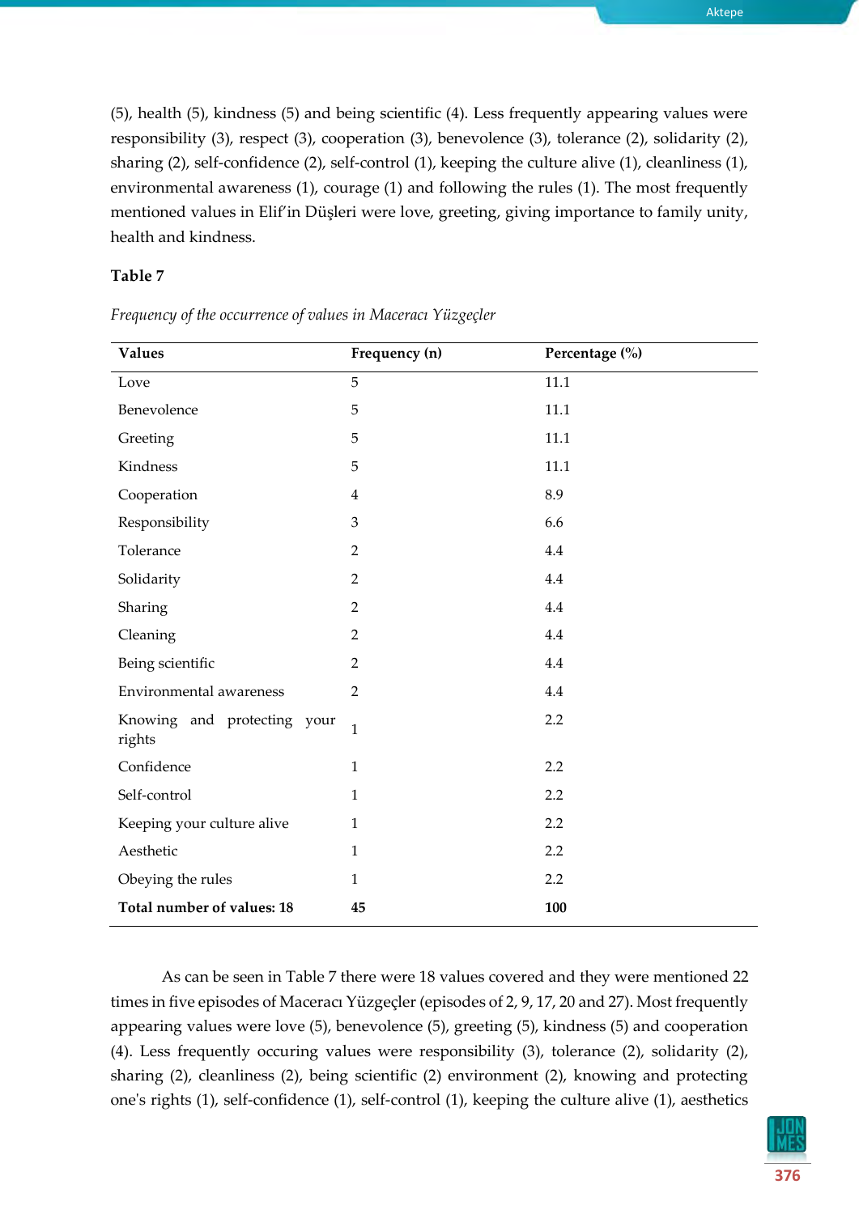(5), health (5), kindness (5) and being scientific (4). Less frequently appearing values were responsibility (3), respect (3), cooperation (3), benevolence (3), tolerance (2), solidarity (2), sharing (2), self-confidence (2), self-control (1), keeping the culture alive (1), cleanliness (1), environmental awareness (1), courage (1) and following the rules (1). The most frequently mentioned values in Elif'in Düşleri were love, greeting, giving importance to family unity, health and kindness.

**Table 7**

*Frequency of the occurrence of values in Maceracı Yüzgeçler*

| Values | Frequency (n) | Percentage (%) |
|---|---|---|
| Love | 5 | 11.1 |
| Benevolence | 5 | 11.1 |
| Greeting | 5 | 11.1 |
| Kindness | 5 | 11.1 |
| Cooperation | 4 | 8.9 |
| Responsibility | 3 | 6.6 |
| Tolerance | 2 | 4.4 |
| Solidarity | 2 | 4.4 |
| Sharing | 2 | 4.4 |
| Cleaning | 2 | 4.4 |
| Being scientific | 2 | 4.4 |
| Environmental awareness | 2 | 4.4 |
| Knowing and protecting your rights | 1 | 2.2 |
| Confidence | 1 | 2.2 |
| Self-control | 1 | 2.2 |
| Keeping your culture alive | 1 | 2.2 |
| Aesthetic | 1 | 2.2 |
| Obeying the rules | 1 | 2.2 |
| **Total number of values: 18** | **45** | **100** |

As can be seen in Table 7 there were 18 values covered and they were mentioned 22 times in five episodes of Maceracı Yüzgeçler (episodes of 2, 9, 17, 20 and 27). Most frequently appearing values were love (5), benevolence (5), greeting (5), kindness (5) and cooperation (4). Less frequently occuring values were responsibility (3), tolerance (2), solidarity (2), sharing (2), cleanliness (2), being scientific (2) environment (2), knowing and protecting one's rights (1), self-confidence (1), self-control (1), keeping the culture alive (1), aesthetics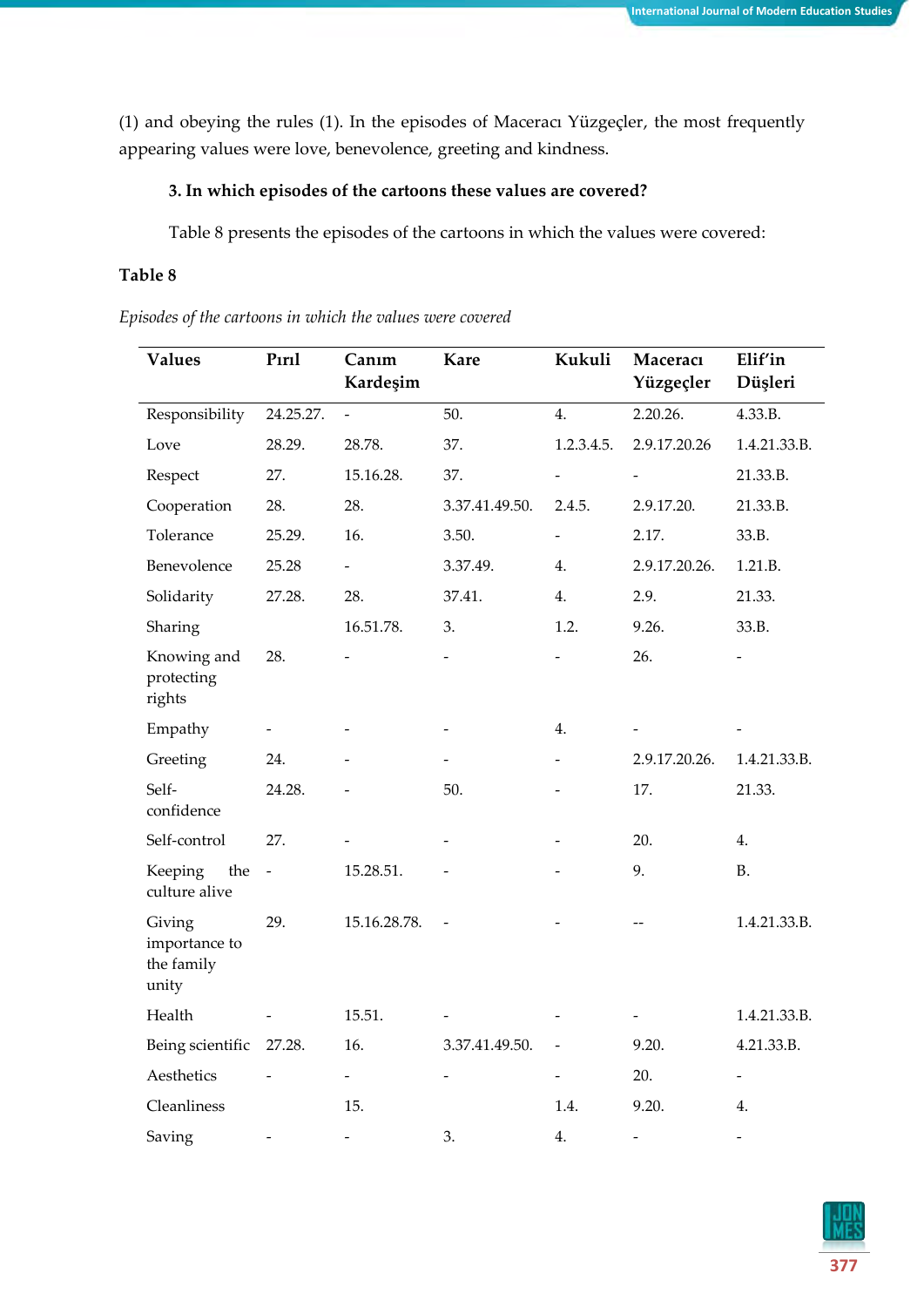(1) and obeying the rules (1). In the episodes of Maceracı Yüzgeçler, the most frequently appearing values were love, benevolence, greeting and kindness.

### 3. In which episodes of the cartoons these values are covered?

Table 8 presents the episodes of the cartoons in which the values were covered:

**Table 8**

*Episodes of the cartoons in which the values were covered*

| Values | Pırıl | Canım Kardeşim | Kare | Kukuli | Maceracı Yüzgeçler | Elif'in Düşleri |
|---|---|---|---|---|---|---|
| Responsibility | 24.25.27. | - | 50. | 4. | 2.20.26. | 4.33.B. |
| Love | 28.29. | 28.78. | 37. | 1.2.3.4.5. | 2.9.17.20.26 | 1.4.21.33.B. |
| Respect | 27. | 15.16.28. | 37. | - | - | 21.33.B. |
| Cooperation | 28. | 28. | 3.37.41.49.50. | 2.4.5. | 2.9.17.20. | 21.33.B. |
| Tolerance | 25.29. | 16. | 3.50. | - | 2.17. | 33.B. |
| Benevolence | 25.28 | - | 3.37.49. | 4. | 2.9.17.20.26. | 1.21.B. |
| Solidarity | 27.28. | 28. | 37.41. | 4. | 2.9. | 21.33. |
| Sharing | | 16.51.78. | 3. | 1.2. | 9.26. | 33.B. |
| Knowing and protecting rights | 28. | - | - | - | 26. | - |
| Empathy | - | - | - | 4. | - | - |
| Greeting | 24. | - | - | - | 2.9.17.20.26. | 1.4.21.33.B. |
| Self-confidence | 24.28. | - | 50. | - | 17. | 21.33. |
| Self-control | 27. | - | - | - | 20. | 4. |
| Keeping the culture alive | - | 15.28.51. | - | - | 9. | B. |
| Giving importance to the family unity | 29. | 15.16.28.78. | - | - | -- | 1.4.21.33.B. |
| Health | - | 15.51. | - | - | - | 1.4.21.33.B. |
| Being scientific | 27.28. | 16. | 3.37.41.49.50. | - | 9.20. | 4.21.33.B. |
| Aesthetics | - | - | - | - | 20. | - |
| Cleanliness | | 15. | | 1.4. | 9.20. | 4. |
| Saving | - | - | 3. | 4. | - | - |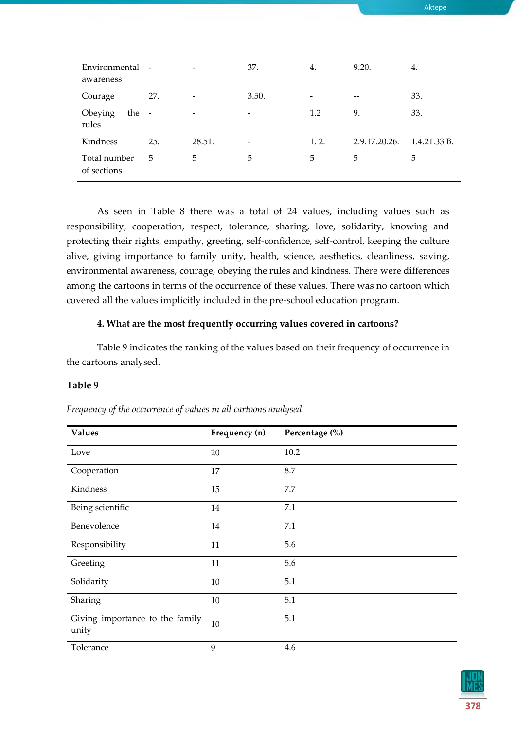| | | | | | | |
|---|---|---|---|---|---|---|
| Environmental awareness | - | - | 37. | 4. | 9.20. | 4. |
| Courage | 27. | - | 3.50. | - | -- | 33. |
| Obeying the rules | - | - | - | 1.2 | 9. | 33. |
| Kindness | 25. | 28.51. | - | 1. 2. | 2.9.17.20.26. | 1.4.21.33.B. |
| Total number of sections | 5 | 5 | 5 | 5 | 5 | 5 |

As seen in Table 8 there was a total of 24 values, including values such as responsibility, cooperation, respect, tolerance, sharing, love, solidarity, knowing and protecting their rights, empathy, greeting, self-confidence, self-control, keeping the culture alive, giving importance to family unity, health, science, aesthetics, cleanliness, saving, environmental awareness, courage, obeying the rules and kindness. There were differences among the cartoons in terms of the occurrence of these values. There was no cartoon which covered all the values implicitly included in the pre-school education program.

**4. What are the most frequently occurring values covered in cartoons?**

Table 9 indicates the ranking of the values based on their frequency of occurrence in the cartoons analysed.

**Table 9**

*Frequency of the occurrence of values in all cartoons analysed*

| Values | Frequency (n) | Percentage (%) |
|---|---|---|
| Love | 20 | 10.2 |
| Cooperation | 17 | 8.7 |
| Kindness | 15 | 7.7 |
| Being scientific | 14 | 7.1 |
| Benevolence | 14 | 7.1 |
| Responsibility | 11 | 5.6 |
| Greeting | 11 | 5.6 |
| Solidarity | 10 | 5.1 |
| Sharing | 10 | 5.1 |
| Giving importance to the family unity | 10 | 5.1 |
| Tolerance | 9 | 4.6 |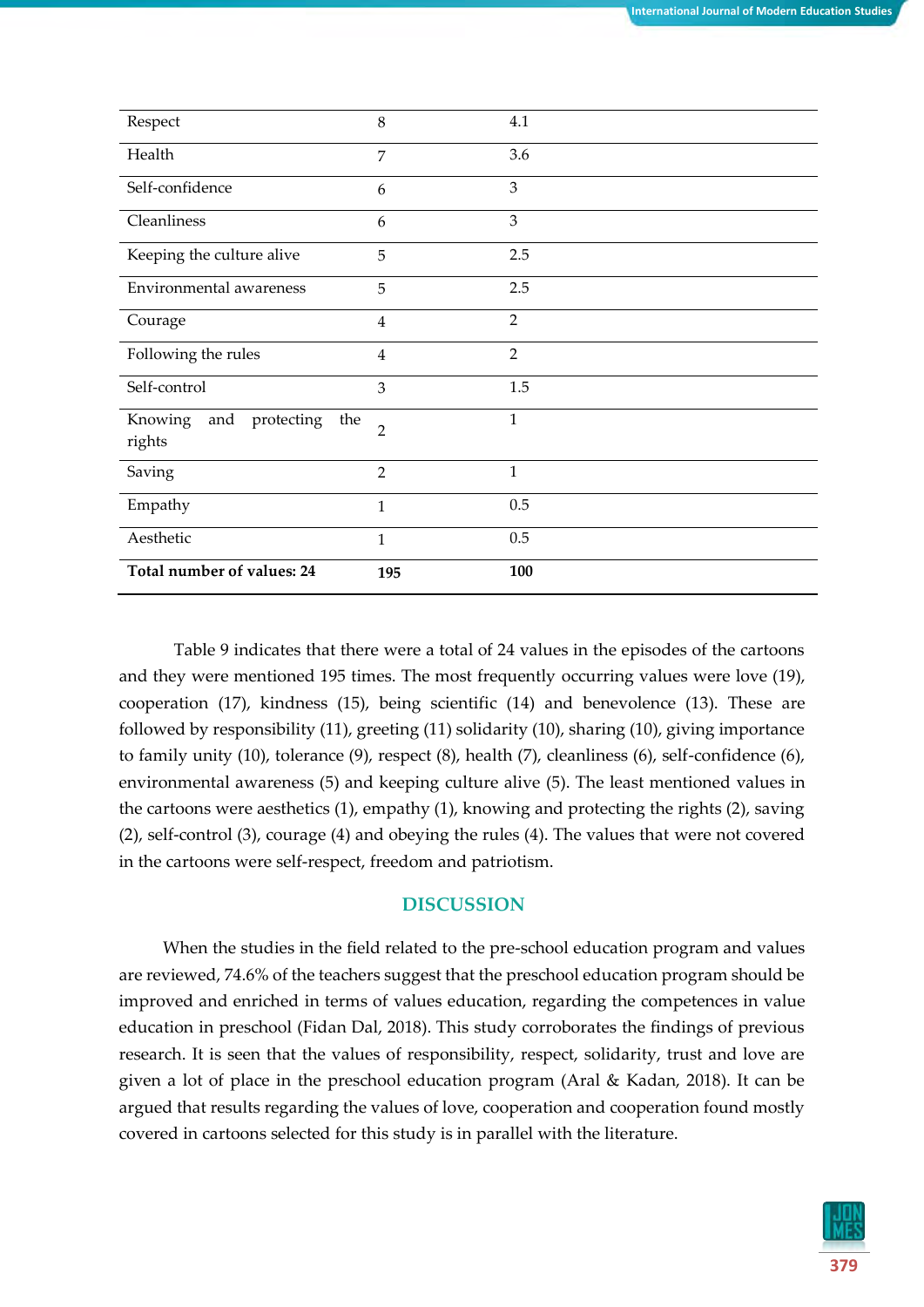| | | |
|---|---|---|
| Respect | 8 | 4.1 |
| Health | 7 | 3.6 |
| Self-confidence | 6 | 3 |
| Cleanliness | 6 | 3 |
| Keeping the culture alive | 5 | 2.5 |
| Environmental awareness | 5 | 2.5 |
| Courage | 4 | 2 |
| Following the rules | 4 | 2 |
| Self-control | 3 | 1.5 |
| Knowing and protecting the rights | 2 | 1 |
| Saving | 2 | 1 |
| Empathy | 1 | 0.5 |
| Aesthetic | 1 | 0.5 |
| **Total number of values: 24** | **195** | **100** |

Table 9 indicates that there were a total of 24 values in the episodes of the cartoons and they were mentioned 195 times. The most frequently occurring values were love (19), cooperation (17), kindness (15), being scientific (14) and benevolence (13). These are followed by responsibility (11), greeting (11) solidarity (10), sharing (10), giving importance to family unity (10), tolerance (9), respect (8), health (7), cleanliness (6), self-confidence (6), environmental awareness (5) and keeping culture alive (5). The least mentioned values in the cartoons were aesthetics (1), empathy (1), knowing and protecting the rights (2), saving (2), self-control (3), courage (4) and obeying the rules (4). The values that were not covered in the cartoons were self-respect, freedom and patriotism.

## DISCUSSION

When the studies in the field related to the pre-school education program and values are reviewed, 74.6% of the teachers suggest that the preschool education program should be improved and enriched in terms of values education, regarding the competences in value education in preschool (Fidan Dal, 2018). This study corroborates the findings of previous research. It is seen that the values of responsibility, respect, solidarity, trust and love are given a lot of place in the preschool education program (Aral & Kadan, 2018). It can be argued that results regarding the values of love, cooperation and cooperation found mostly covered in cartoons selected for this study is in parallel with the literature.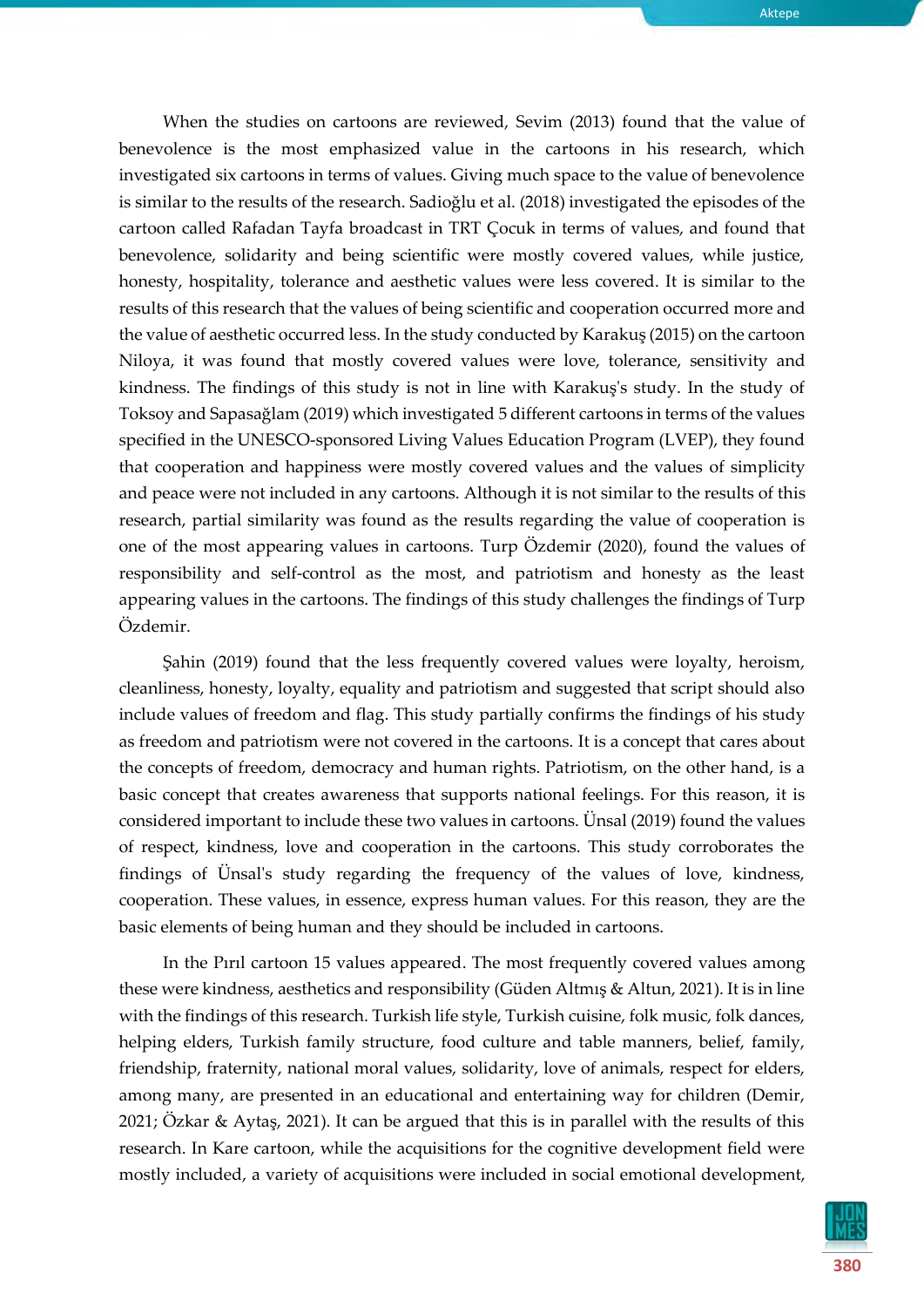When the studies on cartoons are reviewed, Sevim (2013) found that the value of benevolence is the most emphasized value in the cartoons in his research, which investigated six cartoons in terms of values. Giving much space to the value of benevolence is similar to the results of the research. Sadioğlu et al. (2018) investigated the episodes of the cartoon called Rafadan Tayfa broadcast in TRT Çocuk in terms of values, and found that benevolence, solidarity and being scientific were mostly covered values, while justice, honesty, hospitality, tolerance and aesthetic values were less covered. It is similar to the results of this research that the values of being scientific and cooperation occurred more and the value of aesthetic occurred less. In the study conducted by Karakuş (2015) on the cartoon Niloya, it was found that mostly covered values were love, tolerance, sensitivity and kindness. The findings of this study is not in line with Karakuş's study. In the study of Toksoy and Sapasağlam (2019) which investigated 5 different cartoons in terms of the values specified in the UNESCO-sponsored Living Values Education Program (LVEP), they found that cooperation and happiness were mostly covered values and the values of simplicity and peace were not included in any cartoons. Although it is not similar to the results of this research, partial similarity was found as the results regarding the value of cooperation is one of the most appearing values in cartoons. Turp Özdemir (2020), found the values of responsibility and self-control as the most, and patriotism and honesty as the least appearing values in the cartoons. The findings of this study challenges the findings of Turp Özdemir.

Şahin (2019) found that the less frequently covered values were loyalty, heroism, cleanliness, honesty, loyalty, equality and patriotism and suggested that script should also include values of freedom and flag. This study partially confirms the findings of his study as freedom and patriotism were not covered in the cartoons. It is a concept that cares about the concepts of freedom, democracy and human rights. Patriotism, on the other hand, is a basic concept that creates awareness that supports national feelings. For this reason, it is considered important to include these two values in cartoons. Ünsal (2019) found the values of respect, kindness, love and cooperation in the cartoons. This study corroborates the findings of Ünsal's study regarding the frequency of the values of love, kindness, cooperation. These values, in essence, express human values. For this reason, they are the basic elements of being human and they should be included in cartoons.

In the Pırıl cartoon 15 values appeared. The most frequently covered values among these were kindness, aesthetics and responsibility (Güden Altmış & Altun, 2021). It is in line with the findings of this research. Turkish life style, Turkish cuisine, folk music, folk dances, helping elders, Turkish family structure, food culture and table manners, belief, family, friendship, fraternity, national moral values, solidarity, love of animals, respect for elders, among many, are presented in an educational and entertaining way for children (Demir, 2021; Özkar & Aytaş, 2021). It can be argued that this is in parallel with the results of this research. In Kare cartoon, while the acquisitions for the cognitive development field were mostly included, a variety of acquisitions were included in social emotional development,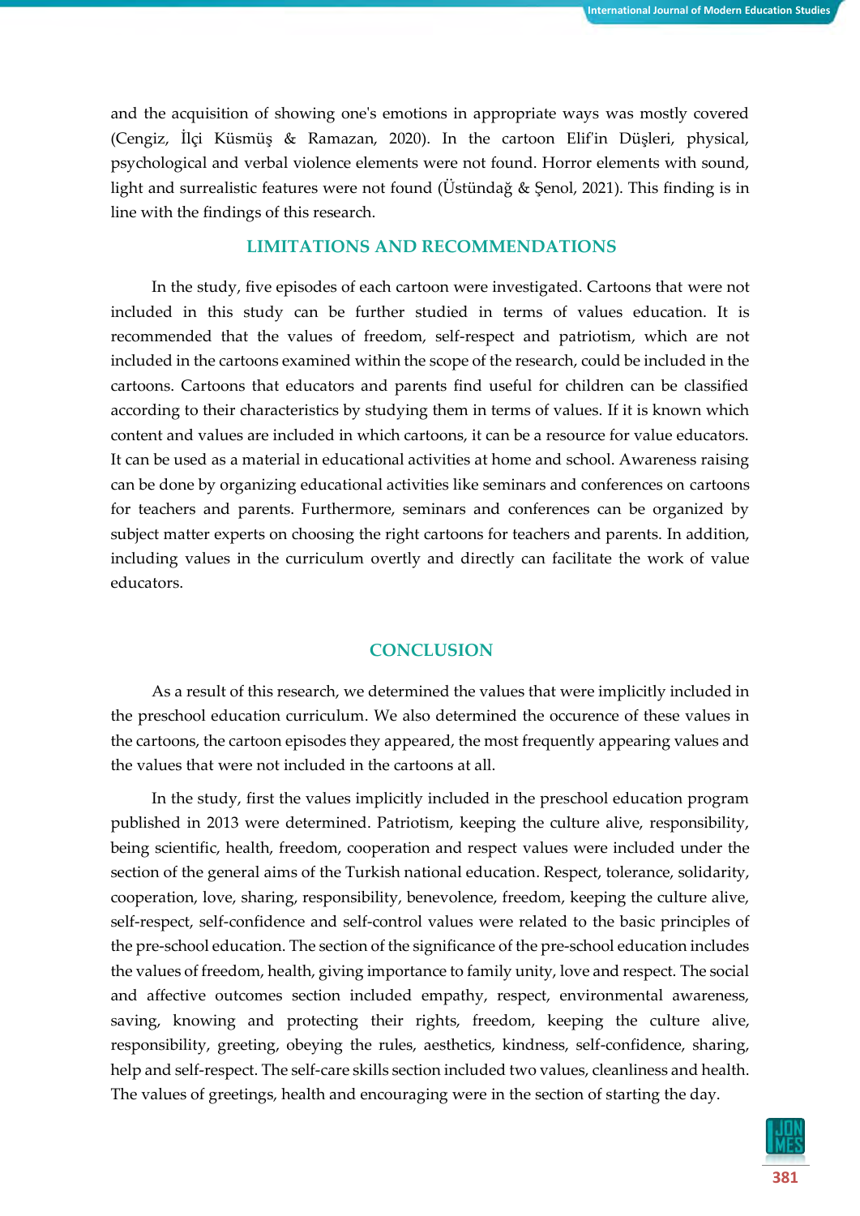and the acquisition of showing one's emotions in appropriate ways was mostly covered (Cengiz, İlçi Küsmüş & Ramazan, 2020). In the cartoon Elif'in Düşleri, physical, psychological and verbal violence elements were not found. Horror elements with sound, light and surrealistic features were not found (Üstündağ & Şenol, 2021). This finding is in line with the findings of this research.

## LIMITATIONS AND RECOMMENDATIONS

In the study, five episodes of each cartoon were investigated. Cartoons that were not included in this study can be further studied in terms of values education. It is recommended that the values of freedom, self-respect and patriotism, which are not included in the cartoons examined within the scope of the research, could be included in the cartoons. Cartoons that educators and parents find useful for children can be classified according to their characteristics by studying them in terms of values. If it is known which content and values are included in which cartoons, it can be a resource for value educators. It can be used as a material in educational activities at home and school. Awareness raising can be done by organizing educational activities like seminars and conferences on cartoons for teachers and parents. Furthermore, seminars and conferences can be organized by subject matter experts on choosing the right cartoons for teachers and parents. In addition, including values in the curriculum overtly and directly can facilitate the work of value educators.

## CONCLUSION

As a result of this research, we determined the values that were implicitly included in the preschool education curriculum. We also determined the occurence of these values in the cartoons, the cartoon episodes they appeared, the most frequently appearing values and the values that were not included in the cartoons at all.

In the study, first the values implicitly included in the preschool education program published in 2013 were determined. Patriotism, keeping the culture alive, responsibility, being scientific, health, freedom, cooperation and respect values were included under the section of the general aims of the Turkish national education. Respect, tolerance, solidarity, cooperation, love, sharing, responsibility, benevolence, freedom, keeping the culture alive, self-respect, self-confidence and self-control values were related to the basic principles of the pre-school education. The section of the significance of the pre-school education includes the values of freedom, health, giving importance to family unity, love and respect. The social and affective outcomes section included empathy, respect, environmental awareness, saving, knowing and protecting their rights, freedom, keeping the culture alive, responsibility, greeting, obeying the rules, aesthetics, kindness, self-confidence, sharing, help and self-respect. The self-care skills section included two values, cleanliness and health. The values of greetings, health and encouraging were in the section of starting the day.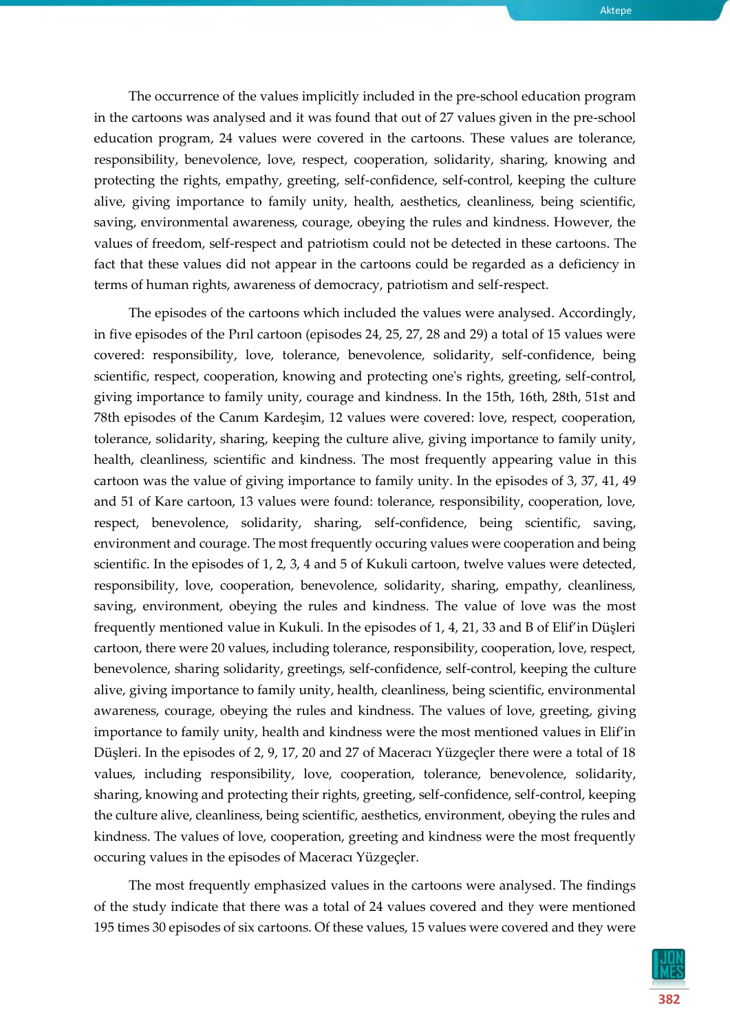The occurrence of the values implicitly included in the pre-school education program in the cartoons was analysed and it was found that out of 27 values given in the pre-school education program, 24 values were covered in the cartoons. These values are tolerance, responsibility, benevolence, love, respect, cooperation, solidarity, sharing, knowing and protecting the rights, empathy, greeting, self-confidence, self-control, keeping the culture alive, giving importance to family unity, health, aesthetics, cleanliness, being scientific, saving, environmental awareness, courage, obeying the rules and kindness. However, the values of freedom, self-respect and patriotism could not be detected in these cartoons. The fact that these values did not appear in the cartoons could be regarded as a deficiency in terms of human rights, awareness of democracy, patriotism and self-respect.

The episodes of the cartoons which included the values were analysed. Accordingly, in five episodes of the Pırıl cartoon (episodes 24, 25, 27, 28 and 29) a total of 15 values were covered: responsibility, love, tolerance, benevolence, solidarity, self-confidence, being scientific, respect, cooperation, knowing and protecting one's rights, greeting, self-control, giving importance to family unity, courage and kindness. In the 15th, 16th, 28th, 51st and 78th episodes of the Canım Kardeşim, 12 values were covered: love, respect, cooperation, tolerance, solidarity, sharing, keeping the culture alive, giving importance to family unity, health, cleanliness, scientific and kindness. The most frequently appearing value in this cartoon was the value of giving importance to family unity. In the episodes of 3, 37, 41, 49 and 51 of Kare cartoon, 13 values were found: tolerance, responsibility, cooperation, love, respect, benevolence, solidarity, sharing, self-confidence, being scientific, saving, environment and courage. The most frequently occuring values were cooperation and being scientific. In the episodes of 1, 2, 3, 4 and 5 of Kukuli cartoon, twelve values were detected, responsibility, love, cooperation, benevolence, solidarity, sharing, empathy, cleanliness, saving, environment, obeying the rules and kindness. The value of love was the most frequently mentioned value in Kukuli. In the episodes of 1, 4, 21, 33 and B of Elif'in Düşleri cartoon, there were 20 values, including tolerance, responsibility, cooperation, love, respect, benevolence, sharing solidarity, greetings, self-confidence, self-control, keeping the culture alive, giving importance to family unity, health, cleanliness, being scientific, environmental awareness, courage, obeying the rules and kindness. The values of love, greeting, giving importance to family unity, health and kindness were the most mentioned values in Elif'in Düşleri. In the episodes of 2, 9, 17, 20 and 27 of Maceracı Yüzgeçler there were a total of 18 values, including responsibility, love, cooperation, tolerance, benevolence, solidarity, sharing, knowing and protecting their rights, greeting, self-confidence, self-control, keeping the culture alive, cleanliness, being scientific, aesthetics, environment, obeying the rules and kindness. The values of love, cooperation, greeting and kindness were the most frequently occuring values in the episodes of Maceracı Yüzgeçler.

The most frequently emphasized values in the cartoons were analysed. The findings of the study indicate that there was a total of 24 values covered and they were mentioned 195 times 30 episodes of six cartoons. Of these values, 15 values were covered and they were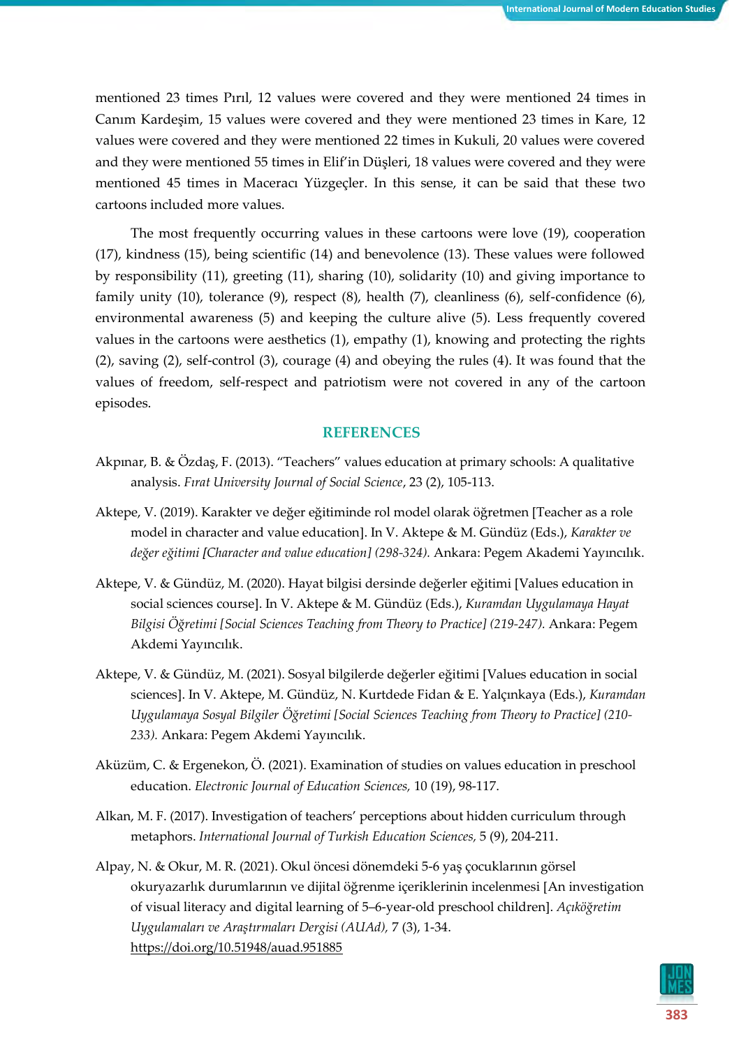mentioned 23 times Pırıl, 12 values were covered and they were mentioned 24 times in Canım Kardeşim, 15 values were covered and they were mentioned 23 times in Kare, 12 values were covered and they were mentioned 22 times in Kukuli, 20 values were covered and they were mentioned 55 times in Elif'in Düşleri, 18 values were covered and they were mentioned 45 times in Maceracı Yüzgeçler. In this sense, it can be said that these two cartoons included more values.

The most frequently occurring values in these cartoons were love (19), cooperation (17), kindness (15), being scientific (14) and benevolence (13). These values were followed by responsibility (11), greeting (11), sharing (10), solidarity (10) and giving importance to family unity (10), tolerance (9), respect (8), health (7), cleanliness (6), self-confidence (6), environmental awareness (5) and keeping the culture alive (5). Less frequently covered values in the cartoons were aesthetics (1), empathy (1), knowing and protecting the rights (2), saving (2), self-control (3), courage (4) and obeying the rules (4). It was found that the values of freedom, self-respect and patriotism were not covered in any of the cartoon episodes.

## REFERENCES

Akpınar, B. & Özdaş, F. (2013). "Teachers" values education at primary schools: A qualitative analysis. *Fırat University Journal of Social Science*, 23 (2), 105-113.

Aktepe, V. (2019). Karakter ve değer eğitiminde rol model olarak öğretmen [Teacher as a role model in character and value education]. In V. Aktepe & M. Gündüz (Eds.), *Karakter ve değer eğitimi [Character and value education] (298-324).* Ankara: Pegem Akademi Yayıncılık.

Aktepe, V. & Gündüz, M. (2020). Hayat bilgisi dersinde değerler eğitimi [Values education in social sciences course]. In V. Aktepe & M. Gündüz (Eds.), *Kuramdan Uygulamaya Hayat Bilgisi Öğretimi [Social Sciences Teaching from Theory to Practice] (219-247).* Ankara: Pegem Akdemi Yayıncılık.

Aktepe, V. & Gündüz, M. (2021). Sosyal bilgilerde değerler eğitimi [Values education in social sciences]. In V. Aktepe, M. Gündüz, N. Kurtdede Fidan & E. Yalçınkaya (Eds.), *Kuramdan Uygulamaya Sosyal Bilgiler Öğretimi [Social Sciences Teaching from Theory to Practice] (210-233).* Ankara: Pegem Akdemi Yayıncılık.

Aküzüm, C. & Ergenekon, Ö. (2021). Examination of studies on values education in preschool education. *Electronic Journal of Education Sciences,* 10 (19), 98-117.

Alkan, M. F. (2017). Investigation of teachers' perceptions about hidden curriculum through metaphors. *International Journal of Turkish Education Sciences,* 5 (9), 204-211.

Alpay, N. & Okur, M. R. (2021). Okul öncesi dönemdeki 5-6 yaş çocuklarının görsel okuryazarlık durumlarının ve dijital öğrenme içeriklerinin incelenmesi [An investigation of visual literacy and digital learning of 5–6-year-old preschool children]. *Açıköğretim Uygulamaları ve Araştırmaları Dergisi (AUAd),* 7 (3), 1-34. https://doi.org/10.51948/auad.951885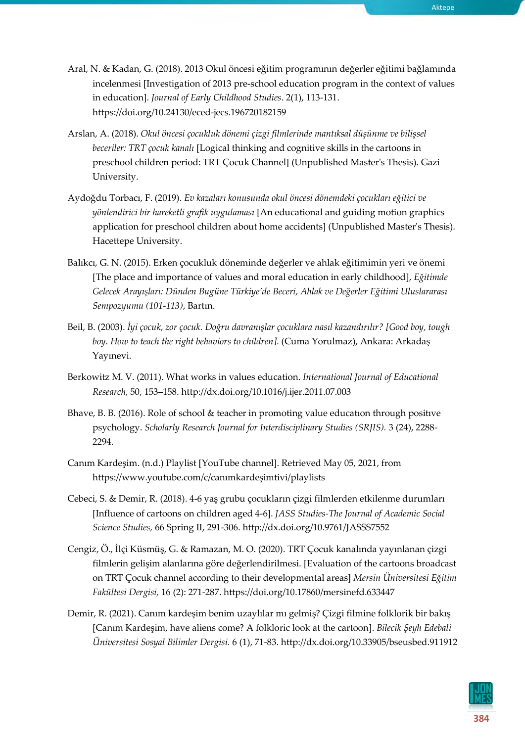Aral, N. & Kadan, G. (2018). 2013 Okul öncesi eğitim programının değerler eğitimi bağlamında incelenmesi [Investigation of 2013 pre-school education program in the context of values in education]. *Journal of Early Childhood Studies*. 2(1), 113-131. https://doi.org/10.24130/eced-jecs.196720182159

Arslan, A. (2018). *Okul öncesi çocukluk dönemi çizgi filmlerinde mantıksal düşünme ve bilişsel beceriler: TRT çocuk kanalı* [Logical thinking and cognitive skills in the cartoons in preschool children period: TRT Çocuk Channel] (Unpublished Master's Thesis). Gazi University.

Aydoğdu Torbacı, F. (2019). *Ev kazaları konusunda okul öncesi dönemdeki çocukları eğitici ve yönlendirici bir hareketli grafik uygulaması* [An educational and guiding motion graphics application for preschool children about home accidents] (Unpublished Master's Thesis). Hacettepe University.

Balıkcı, G. N. (2015). Erken çocukluk döneminde değerler ve ahlak eğitimimin yeri ve önemi [The place and importance of values and moral education in early childhood], *Eğitimde Gelecek Arayışları: Dünden Bugüne Türkiye'de Beceri, Ahlak ve Değerler Eğitimi Uluslararası Sempozyumu (101-113)*, Bartın.

Beil, B. (2003). *İyi çocuk, zor çocuk. Doğru davranışlar çocuklara nasıl kazandırılır? [Good boy, tough boy. How to teach the right behaviors to children].* (Cuma Yorulmaz), Ankara: Arkadaş Yayınevi.

Berkowitz M. V. (2011). What works in values education. *International Journal of Educational Research,* 50, 153–158. http://dx.doi.org/10.1016/j.ijer.2011.07.003

Bhave, B. B. (2016). Role of school & teacher in promoting value educatıon through posıtıve psychology. *Scholarly Research Journal for Interdisciplinary Studies (SRJIS).* 3 (24), 2288-2294.

Canım Kardeşim. (n.d.) Playlist [YouTube channel]. Retrieved May 05, 2021, from https://www.youtube.com/c/canımkardeşimtivi/playlists

Cebeci, S. & Demir, R. (2018). 4-6 yaş grubu çocukların çizgi filmlerden etkilenme durumları [Influence of cartoons on children aged 4-6]. *JASS Studies-The Journal of Academic Social Science Studies,* 66 Spring II, 291-306. http://dx.doi.org/10.9761/JASSS7552

Cengiz, Ö., İlçi Küsmüş, G. & Ramazan, M. O. (2020). TRT Çocuk kanalında yayınlanan çizgi filmlerin gelişim alanlarına göre değerlendirilmesi. [Evaluation of the cartoons broadcast on TRT Çocuk channel according to their developmental areas] *Mersin Üniversitesi Eğitim Fakültesi Dergisi,* 16 (2): 271-287. https://doi.org/10.17860/mersinefd.633447

Demir, R. (2021). Canım kardeşim benim uzaylılar mı gelmiş? Çizgi filmine folklorik bir bakış [Canım Kardeşim, have aliens come? A folkloric look at the cartoon]. *Bilecik Şeyh Edebali Üniversitesi Sosyal Bilimler Dergisi.* 6 (1), 71-83. http://dx.doi.org/10.33905/bseusbed.911912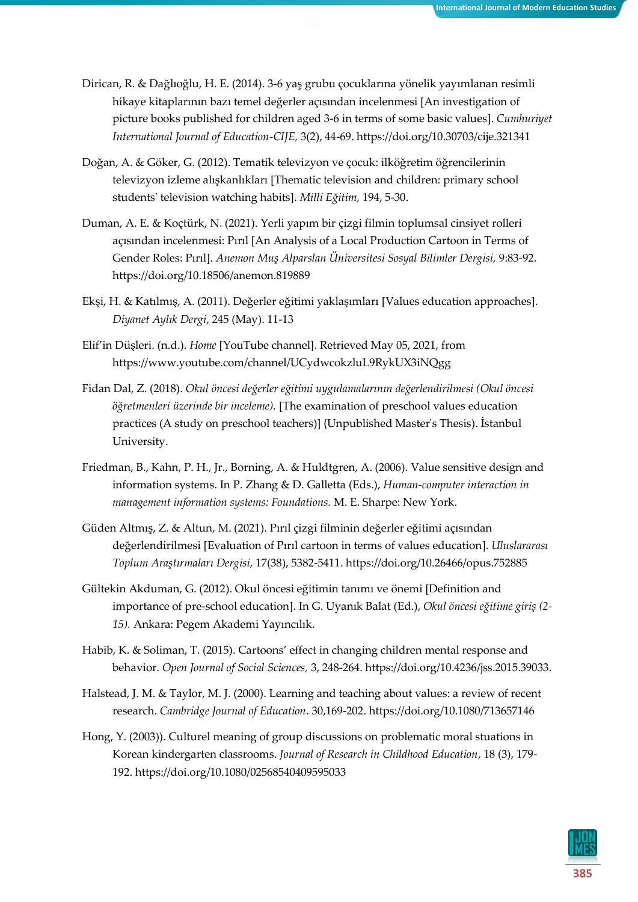Dirican, R. & Dağlıoğlu, H. E. (2014). 3-6 yaş grubu çocuklarına yönelik yayımlanan resimli hikaye kitaplarının bazı temel değerler açısından incelenmesi [An investigation of picture books published for children aged 3-6 in terms of some basic values]. *Cumhuriyet International Journal of Education-CIJE*, 3(2), 44-69. https://doi.org/10.30703/cije.321341

Doğan, A. & Göker, G. (2012). Tematik televizyon ve çocuk: ilköğretim öğrencilerinin televizyon izleme alışkanlıkları [Thematic television and children: primary school students' television watching habits]. *Milli Eğitim*, 194, 5-30.

Duman, A. E. & Koçtürk, N. (2021). Yerli yapım bir çizgi filmin toplumsal cinsiyet rolleri açısından incelenmesi: Pırıl [An Analysis of a Local Production Cartoon in Terms of Gender Roles: Pırıl]. *Anemon Muş Alparslan Üniversitesi Sosyal Bilimler Dergisi*, 9:83-92. https://doi.org/10.18506/anemon.819889

Ekşi, H. & Katılmış, A. (2011). Değerler eğitimi yaklaşımları [Values education approaches]. *Diyanet Aylık Dergi*, 245 (May). 11-13

Elif'in Düşleri. (n.d.). *Home* [YouTube channel]. Retrieved May 05, 2021, from https://www.youtube.com/channel/UCydwcokzluL9RykUX3iNQgg

Fidan Dal, Z. (2018). *Okul öncesi değerler eğitimi uygulamalarının değerlendirilmesi (Okul öncesi öğretmenleri üzerinde bir inceleme).* [The examination of preschool values education practices (A study on preschool teachers)] (Unpublished Master's Thesis). İstanbul University.

Friedman, B., Kahn, P. H., Jr., Borning, A. & Huldtgren, A. (2006). Value sensitive design and information systems. In P. Zhang & D. Galletta (Eds.), *Human-computer interaction in management information systems: Foundations.* M. E. Sharpe: New York.

Güden Altmış, Z. & Altun, M. (2021). Pırıl çizgi filminin değerler eğitimi açısından değerlendirilmesi [Evaluation of Pırıl cartoon in terms of values education]. *Uluslararası Toplum Araştırmaları Dergisi*, 17(38), 5382-5411. https://doi.org/10.26466/opus.752885

Gültekin Akduman, G. (2012). Okul öncesi eğitimin tanımı ve önemi [Definition and importance of pre-school education]. In G. Uyanık Balat (Ed.), *Okul öncesi eğitime giriş (2-15).* Ankara: Pegem Akademi Yayıncılık.

Habib, K. & Soliman, T. (2015). Cartoons' effect in changing children mental response and behavior. *Open Journal of Social Sciences*, 3, 248-264. https://doi.org/10.4236/jss.2015.39033.

Halstead, J. M. & Taylor, M. J. (2000). Learning and teaching about values: a review of recent research. *Cambridge Journal of Education*. 30,169-202. https://doi.org/10.1080/713657146

Hong, Y. (2003)). Culturel meaning of group discussions on problematic moral stuations in Korean kindergarten classrooms. *Journal of Research in Childhood Education*, 18 (3), 179-192. https://doi.org/10.1080/02568540409595033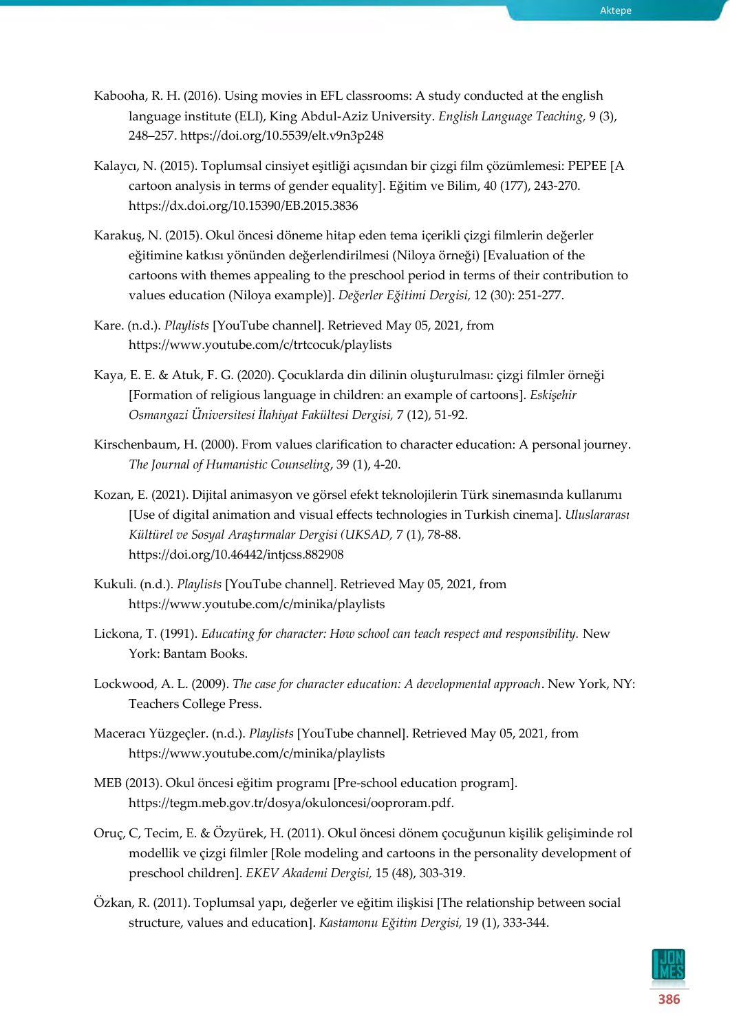Kabooha, R. H. (2016). Using movies in EFL classrooms: A study conducted at the english language institute (ELI), King Abdul-Aziz University. *English Language Teaching,* 9 (3), 248–257. https://doi.org/10.5539/elt.v9n3p248

Kalaycı, N. (2015). Toplumsal cinsiyet eşitliği açısından bir çizgi film çözümlemesi: PEPEE [A cartoon analysis in terms of gender equality]. Eğitim ve Bilim, 40 (177), 243-270. https://dx.doi.org/10.15390/EB.2015.3836

Karakuş, N. (2015). Okul öncesi döneme hitap eden tema içerikli çizgi filmlerin değerler eğitimine katkısı yönünden değerlendirilmesi (Niloya örneği) [Evaluation of the cartoons with themes appealing to the preschool period in terms of their contribution to values education (Niloya example)]. *Değerler Eğitimi Dergisi,* 12 (30): 251-277.

Kare. (n.d.). *Playlists* [YouTube channel]. Retrieved May 05, 2021, from https://www.youtube.com/c/trtcocuk/playlists

Kaya, E. E. & Atuk, F. G. (2020). Çocuklarda din dilinin oluşturulması: çizgi filmler örneği [Formation of religious language in children: an example of cartoons]. *Eskişehir Osmangazi Üniversitesi İlahiyat Fakültesi Dergisi,* 7 (12), 51-92.

Kirschenbaum, H. (2000). From values clarification to character education: A personal journey. *The Journal of Humanistic Counseling*, 39 (1), 4-20.

Kozan, E. (2021). Dijital animasyon ve görsel efekt teknolojilerin Türk sinemasında kullanımı [Use of digital animation and visual effects technologies in Turkish cinema]. *Uluslararası Kültürel ve Sosyal Araştırmalar Dergisi (UKSAD,* 7 (1), 78-88. https://doi.org/10.46442/intjcss.882908

Kukuli. (n.d.). *Playlists* [YouTube channel]. Retrieved May 05, 2021, from https://www.youtube.com/c/minika/playlists

Lickona, T. (1991). *Educating for character: How school can teach respect and responsibility.* New York: Bantam Books.

Lockwood, A. L. (2009). *The case for character education: A developmental approach*. New York, NY: Teachers College Press.

Maceracı Yüzgeçler. (n.d.). *Playlists* [YouTube channel]. Retrieved May 05, 2021, from https://www.youtube.com/c/minika/playlists

MEB (2013). Okul öncesi eğitim programı [Pre-school education program]. https://tegm.meb.gov.tr/dosya/okuloncesi/ooproram.pdf.

Oruç, C, Tecim, E. & Özyürek, H. (2011). Okul öncesi dönem çocuğunun kişilik gelişiminde rol modellik ve çizgi filmler [Role modeling and cartoons in the personality development of preschool children]. *EKEV Akademi Dergisi,* 15 (48), 303-319.

Özkan, R. (2011). Toplumsal yapı, değerler ve eğitim ilişkisi [The relationship between social structure, values and education]. *Kastamonu Eğitim Dergisi,* 19 (1), 333-344.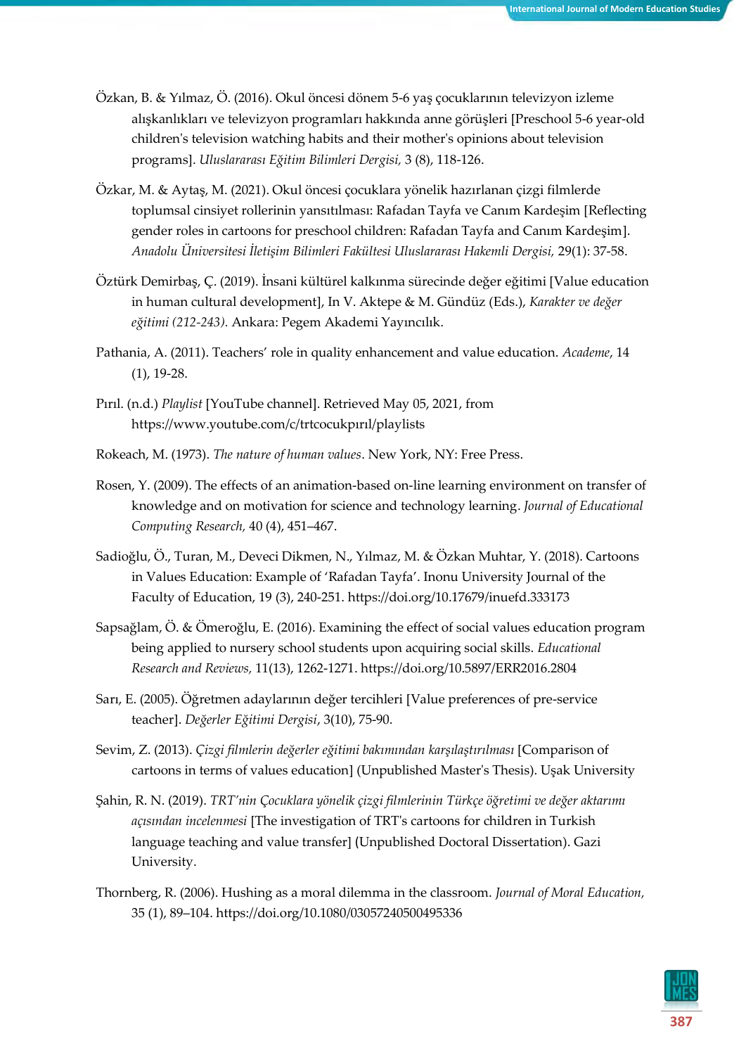Özkan, B. & Yılmaz, Ö. (2016). Okul öncesi dönem 5-6 yaş çocuklarının televizyon izleme alışkanlıkları ve televizyon programları hakkında anne görüşleri [Preschool 5-6 year-old children's television watching habits and their mother's opinions about television programs]. *Uluslararası Eğitim Bilimleri Dergisi,* 3 (8), 118-126.

Özkar, M. & Aytaş, M. (2021). Okul öncesi çocuklara yönelik hazırlanan çizgi filmlerde toplumsal cinsiyet rollerinin yansıtılması: Rafadan Tayfa ve Canım Kardeşim [Reflecting gender roles in cartoons for preschool children: Rafadan Tayfa and Canım Kardeşim]. *Anadolu Üniversitesi İletişim Bilimleri Fakültesi Uluslararası Hakemli Dergisi,* 29(1): 37-58.

Öztürk Demirbaş, Ç. (2019). İnsani kültürel kalkınma sürecinde değer eğitimi [Value education in human cultural development], In V. Aktepe & M. Gündüz (Eds.), *Karakter ve değer eğitimi (212-243).* Ankara: Pegem Akademi Yayıncılık.

Pathania, A. (2011). Teachers' role in quality enhancement and value education. *Academe*, 14 (1), 19-28.

Pırıl. (n.d.) *Playlist* [YouTube channel]. Retrieved May 05, 2021, from https://www.youtube.com/c/trtcocukpırıl/playlists

Rokeach, M. (1973). *The nature of human values*. New York, NY: Free Press.

Rosen, Y. (2009). The effects of an animation-based on-line learning environment on transfer of knowledge and on motivation for science and technology learning. *Journal of Educational Computing Research,* 40 (4), 451–467.

Sadioğlu, Ö., Turan, M., Deveci Dikmen, N., Yılmaz, M. & Özkan Muhtar, Y. (2018). Cartoons in Values Education: Example of 'Rafadan Tayfa'. Inonu University Journal of the Faculty of Education, 19 (3), 240-251. https://doi.org/10.17679/inuefd.333173

Sapsağlam, Ö. & Ömeroğlu, E. (2016). Examining the effect of social values education program being applied to nursery school students upon acquiring social skills. *Educational Research and Reviews,* 11(13), 1262-1271. https://doi.org/10.5897/ERR2016.2804

Sarı, E. (2005). Öğretmen adaylarının değer tercihleri [Value preferences of pre-service teacher]. *Değerler Eğitimi Dergisi*, 3(10), 75-90.

Sevim, Z. (2013). *Çizgi filmlerin değerler eğitimi bakımından karşılaştırılması* [Comparison of cartoons in terms of values education] (Unpublished Master's Thesis). Uşak University

Şahin, R. N. (2019). *TRT'nin Çocuklara yönelik çizgi filmlerinin Türkçe öğretimi ve değer aktarımı açısından incelenmesi* [The investigation of TRT's cartoons for children in Turkish language teaching and value transfer] (Unpublished Doctoral Dissertation). Gazi University.

Thornberg, R. (2006). Hushing as a moral dilemma in the classroom. *Journal of Moral Education,* 35 (1), 89–104. https://doi.org/10.1080/03057240500495336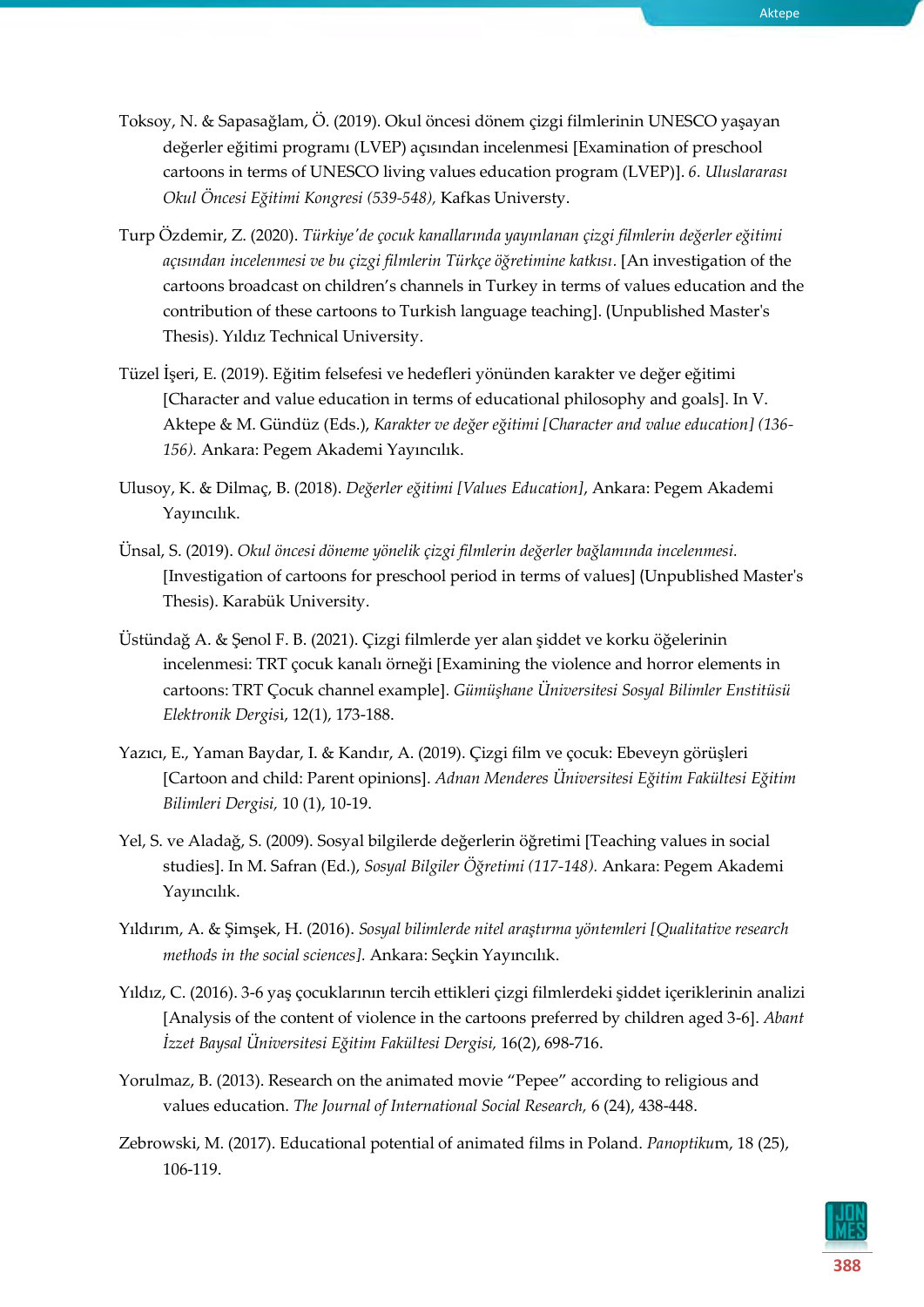Toksoy, N. & Sapasağlam, Ö. (2019). Okul öncesi dönem çizgi filmlerinin UNESCO yaşayan değerler eğitimi programı (LVEP) açısından incelenmesi [Examination of preschool cartoons in terms of UNESCO living values education program (LVEP)]. *6. Uluslararası Okul Öncesi Eğitimi Kongresi (539-548),* Kafkas Universty.

Turp Özdemir, Z. (2020). *Türkiye'de çocuk kanallarında yayınlanan çizgi filmlerin değerler eğitimi açısından incelenmesi ve bu çizgi filmlerin Türkçe öğretimine katkısı.* [An investigation of the cartoons broadcast on children's channels in Turkey in terms of values education and the contribution of these cartoons to Turkish language teaching]. (Unpublished Master's Thesis). Yıldız Technical University.

Tüzel İşeri, E. (2019). Eğitim felsefesi ve hedefleri yönünden karakter ve değer eğitimi [Character and value education in terms of educational philosophy and goals]. In V. Aktepe & M. Gündüz (Eds.), *Karakter ve değer eğitimi [Character and value education] (136-156).* Ankara: Pegem Akademi Yayıncılık.

Ulusoy, K. & Dilmaç, B. (2018). *Değerler eğitimi [Values Education]*, Ankara: Pegem Akademi Yayıncılık.

Ünsal, S. (2019). *Okul öncesi döneme yönelik çizgi filmlerin değerler bağlamında incelenmesi.* [Investigation of cartoons for preschool period in terms of values] (Unpublished Master's Thesis). Karabük University.

Üstündağ A. & Şenol F. B. (2021). Çizgi filmlerde yer alan şiddet ve korku öğelerinin incelenmesi: TRT çocuk kanalı örneği [Examining the violence and horror elements in cartoons: TRT Çocuk channel example]. *Gümüşhane Üniversitesi Sosyal Bilimler Enstitüsü Elektronik Dergisi*, 12(1), 173-188.

Yazıcı, E., Yaman Baydar, I. & Kandır, A. (2019). Çizgi film ve çocuk: Ebeveyn görüşleri [Cartoon and child: Parent opinions]. *Adnan Menderes Üniversitesi Eğitim Fakültesi Eğitim Bilimleri Dergisi,* 10 (1), 10-19.

Yel, S. ve Aladağ, S. (2009). Sosyal bilgilerde değerlerin öğretimi [Teaching values in social studies]. In M. Safran (Ed.), *Sosyal Bilgiler Öğretimi (117-148).* Ankara: Pegem Akademi Yayıncılık.

Yıldırım, A. & Şimşek, H. (2016). *Sosyal bilimlerde nitel araştırma yöntemleri [Qualitative research methods in the social sciences].* Ankara: Seçkin Yayıncılık.

Yıldız, C. (2016). 3-6 yaş çocuklarının tercih ettikleri çizgi filmlerdeki şiddet içeriklerinin analizi [Analysis of the content of violence in the cartoons preferred by children aged 3-6]. *Abant İzzet Baysal Üniversitesi Eğitim Fakültesi Dergisi,* 16(2), 698-716.

Yorulmaz, B. (2013). Research on the animated movie "Pepee" according to religious and values education. *The Journal of International Social Research,* 6 (24), 438-448.

Zebrowski, M. (2017). Educational potential of animated films in Poland. *Panoptikum*, 18 (25), 106-119.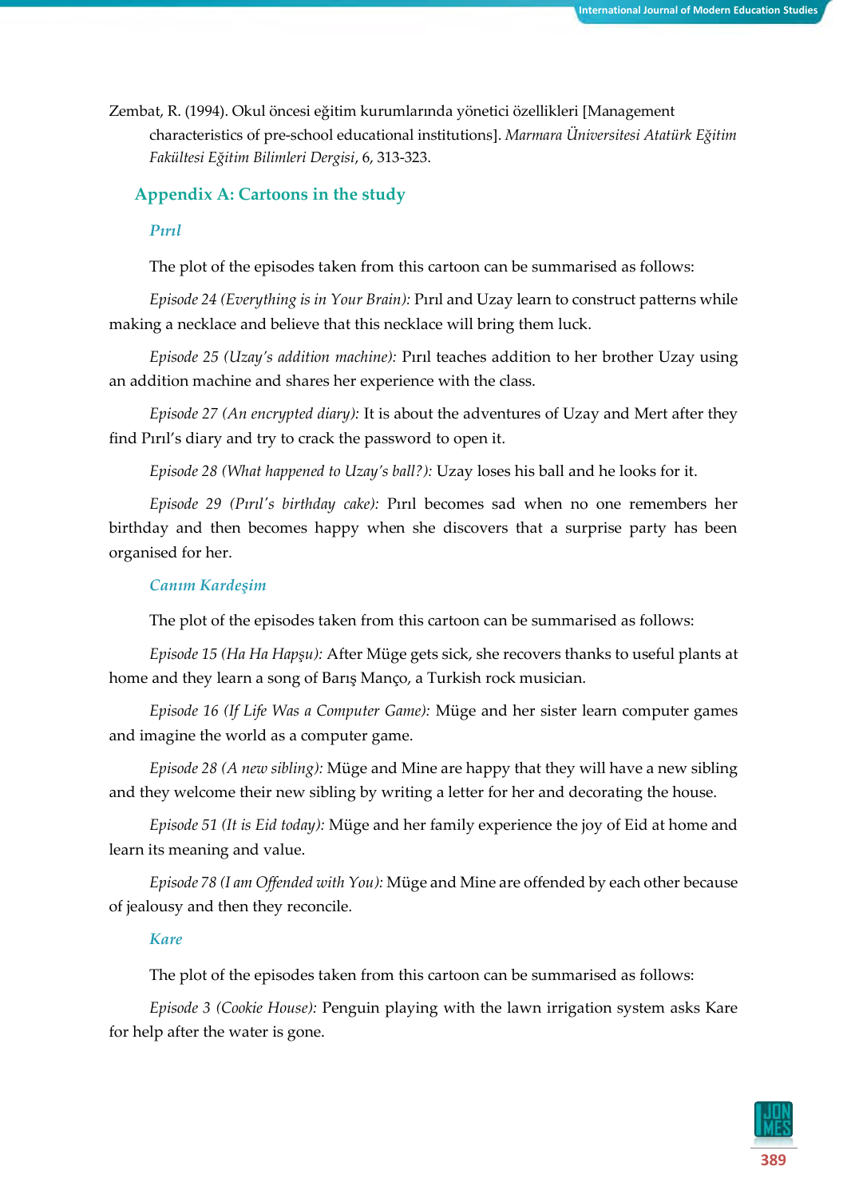Zembat, R. (1994). Okul öncesi eğitim kurumlarında yönetici özellikleri [Management characteristics of pre-school educational institutions]. *Marmara Üniversitesi Atatürk Eğitim Fakültesi Eğitim Bilimleri Dergisi*, 6, 313-323.

## Appendix A: Cartoons in the study

### *Pırıl*

The plot of the episodes taken from this cartoon can be summarised as follows:

*Episode 24 (Everything is in Your Brain):* Pırıl and Uzay learn to construct patterns while making a necklace and believe that this necklace will bring them luck.

*Episode 25 (Uzay's addition machine):* Pırıl teaches addition to her brother Uzay using an addition machine and shares her experience with the class.

*Episode 27 (An encrypted diary):* It is about the adventures of Uzay and Mert after they find Pırıl's diary and try to crack the password to open it.

*Episode 28 (What happened to Uzay's ball?):* Uzay loses his ball and he looks for it.

*Episode 29 (Pırıl's birthday cake):* Pırıl becomes sad when no one remembers her birthday and then becomes happy when she discovers that a surprise party has been organised for her.

### *Canım Kardeşim*

The plot of the episodes taken from this cartoon can be summarised as follows:

*Episode 15 (Ha Ha Hapşu):* After Müge gets sick, she recovers thanks to useful plants at home and they learn a song of Barış Manço, a Turkish rock musician.

*Episode 16 (If Life Was a Computer Game):* Müge and her sister learn computer games and imagine the world as a computer game.

*Episode 28 (A new sibling):* Müge and Mine are happy that they will have a new sibling and they welcome their new sibling by writing a letter for her and decorating the house.

*Episode 51 (It is Eid today):* Müge and her family experience the joy of Eid at home and learn its meaning and value.

*Episode 78 (I am Offended with You):* Müge and Mine are offended by each other because of jealousy and then they reconcile.

### *Kare*

The plot of the episodes taken from this cartoon can be summarised as follows:

*Episode 3 (Cookie House):* Penguin playing with the lawn irrigation system asks Kare for help after the water is gone.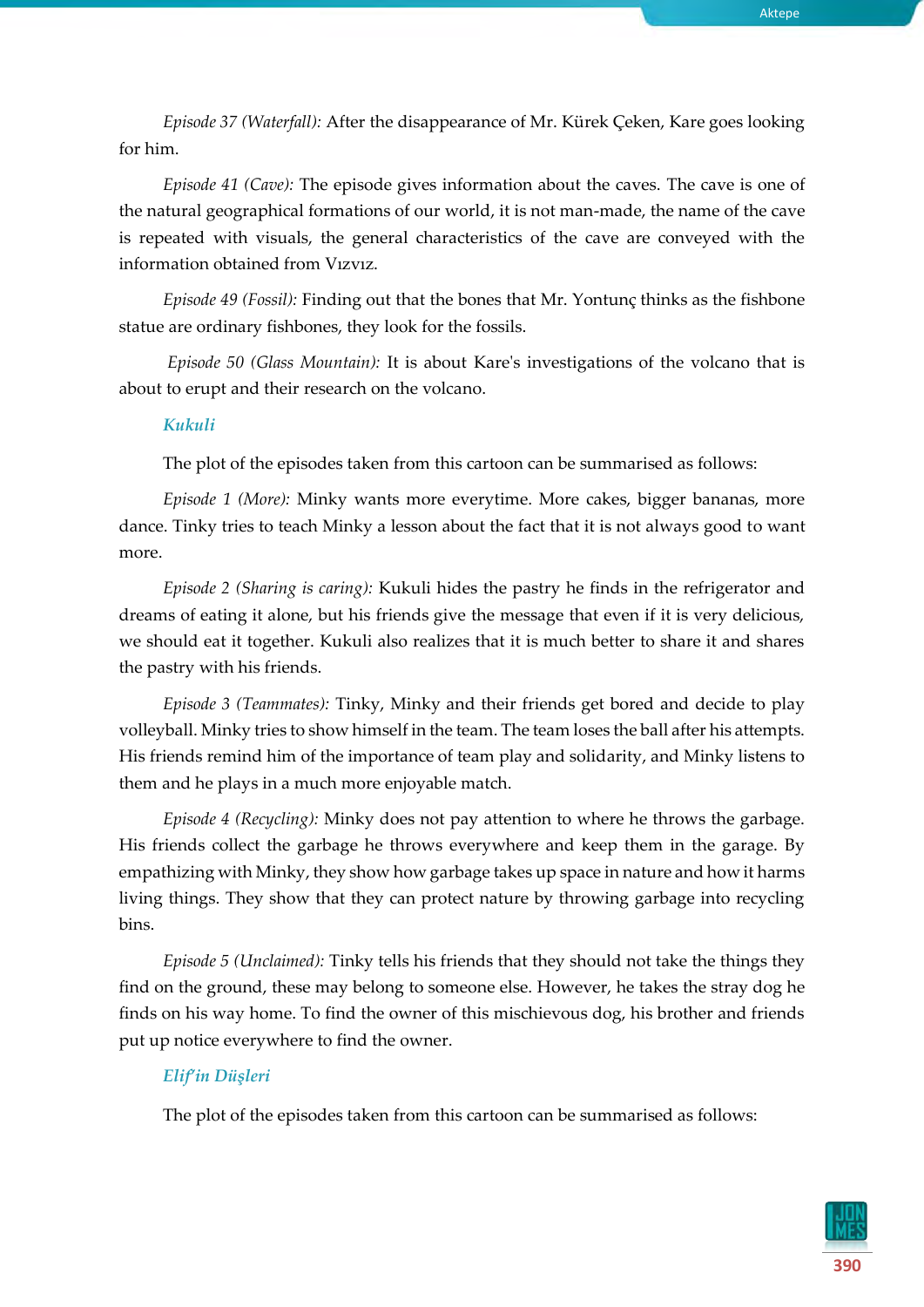*Episode 37 (Waterfall):* After the disappearance of Mr. Kürek Çeken, Kare goes looking for him.

*Episode 41 (Cave):* The episode gives information about the caves. The cave is one of the natural geographical formations of our world, it is not man-made, the name of the cave is repeated with visuals, the general characteristics of the cave are conveyed with the information obtained from Vızvız.

*Episode 49 (Fossil):* Finding out that the bones that Mr. Yontunç thinks as the fishbone statue are ordinary fishbones, they look for the fossils.

*Episode 50 (Glass Mountain):* It is about Kare's investigations of the volcano that is about to erupt and their research on the volcano.

### *Kukuli*

The plot of the episodes taken from this cartoon can be summarised as follows:

*Episode 1 (More):* Minky wants more everytime. More cakes, bigger bananas, more dance. Tinky tries to teach Minky a lesson about the fact that it is not always good to want more.

*Episode 2 (Sharing is caring):* Kukuli hides the pastry he finds in the refrigerator and dreams of eating it alone, but his friends give the message that even if it is very delicious, we should eat it together. Kukuli also realizes that it is much better to share it and shares the pastry with his friends.

*Episode 3 (Teammates):* Tinky, Minky and their friends get bored and decide to play volleyball. Minky tries to show himself in the team. The team loses the ball after his attempts. His friends remind him of the importance of team play and solidarity, and Minky listens to them and he plays in a much more enjoyable match.

*Episode 4 (Recycling):* Minky does not pay attention to where he throws the garbage. His friends collect the garbage he throws everywhere and keep them in the garage. By empathizing with Minky, they show how garbage takes up space in nature and how it harms living things. They show that they can protect nature by throwing garbage into recycling bins.

*Episode 5 (Unclaimed):* Tinky tells his friends that they should not take the things they find on the ground, these may belong to someone else. However, he takes the stray dog he finds on his way home. To find the owner of this mischievous dog, his brother and friends put up notice everywhere to find the owner.

### *Elif'in Düşleri*

The plot of the episodes taken from this cartoon can be summarised as follows: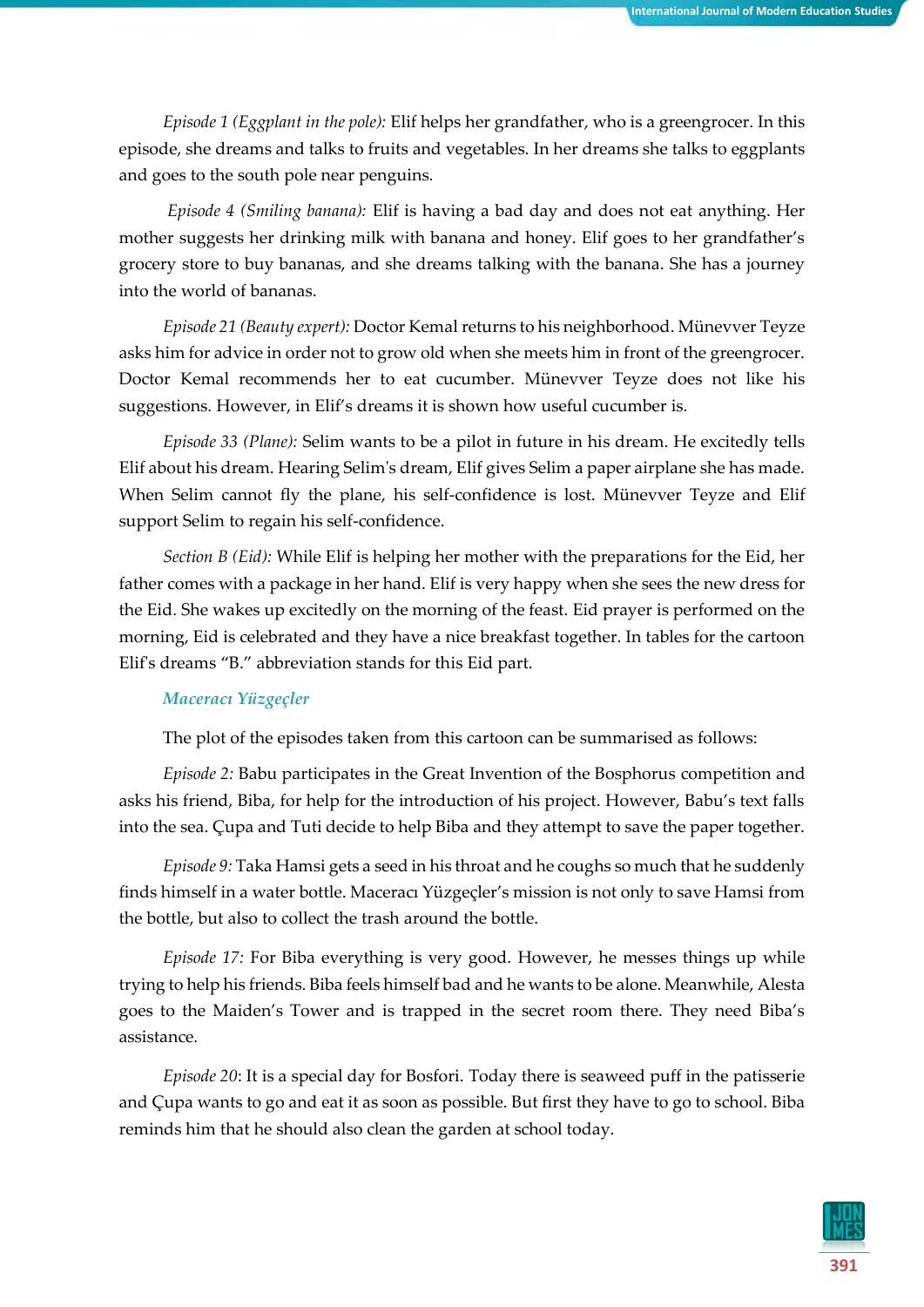*Episode 1 (Eggplant in the pole):* Elif helps her grandfather, who is a greengrocer. In this episode, she dreams and talks to fruits and vegetables. In her dreams she talks to eggplants and goes to the south pole near penguins.

*Episode 4 (Smiling banana):* Elif is having a bad day and does not eat anything. Her mother suggests her drinking milk with banana and honey. Elif goes to her grandfather's grocery store to buy bananas, and she dreams talking with the banana. She has a journey into the world of bananas.

*Episode 21 (Beauty expert):* Doctor Kemal returns to his neighborhood. Münevver Teyze asks him for advice in order not to grow old when she meets him in front of the greengrocer. Doctor Kemal recommends her to eat cucumber. Münevver Teyze does not like his suggestions. However, in Elif's dreams it is shown how useful cucumber is.

*Episode 33 (Plane):* Selim wants to be a pilot in future in his dream. He excitedly tells Elif about his dream. Hearing Selim's dream, Elif gives Selim a paper airplane she has made. When Selim cannot fly the plane, his self-confidence is lost. Münevver Teyze and Elif support Selim to regain his self-confidence.

*Section B (Eid):* While Elif is helping her mother with the preparations for the Eid, her father comes with a package in her hand. Elif is very happy when she sees the new dress for the Eid. She wakes up excitedly on the morning of the feast. Eid prayer is performed on the morning, Eid is celebrated and they have a nice breakfast together. In tables for the cartoon Elif's dreams "B." abbreviation stands for this Eid part.

### *Maceracı Yüzgeçler*

The plot of the episodes taken from this cartoon can be summarised as follows:

*Episode 2:* Babu participates in the Great Invention of the Bosphorus competition and asks his friend, Biba, for help for the introduction of his project. However, Babu's text falls into the sea. Çupa and Tuti decide to help Biba and they attempt to save the paper together.

*Episode 9:* Taka Hamsi gets a seed in his throat and he coughs so much that he suddenly finds himself in a water bottle. Maceracı Yüzgeçler's mission is not only to save Hamsi from the bottle, but also to collect the trash around the bottle.

*Episode 17:* For Biba everything is very good. However, he messes things up while trying to help his friends. Biba feels himself bad and he wants to be alone. Meanwhile, Alesta goes to the Maiden's Tower and is trapped in the secret room there. They need Biba's assistance.

*Episode 20*: It is a special day for Bosfori. Today there is seaweed puff in the patisserie and Çupa wants to go and eat it as soon as possible. But first they have to go to school. Biba reminds him that he should also clean the garden at school today.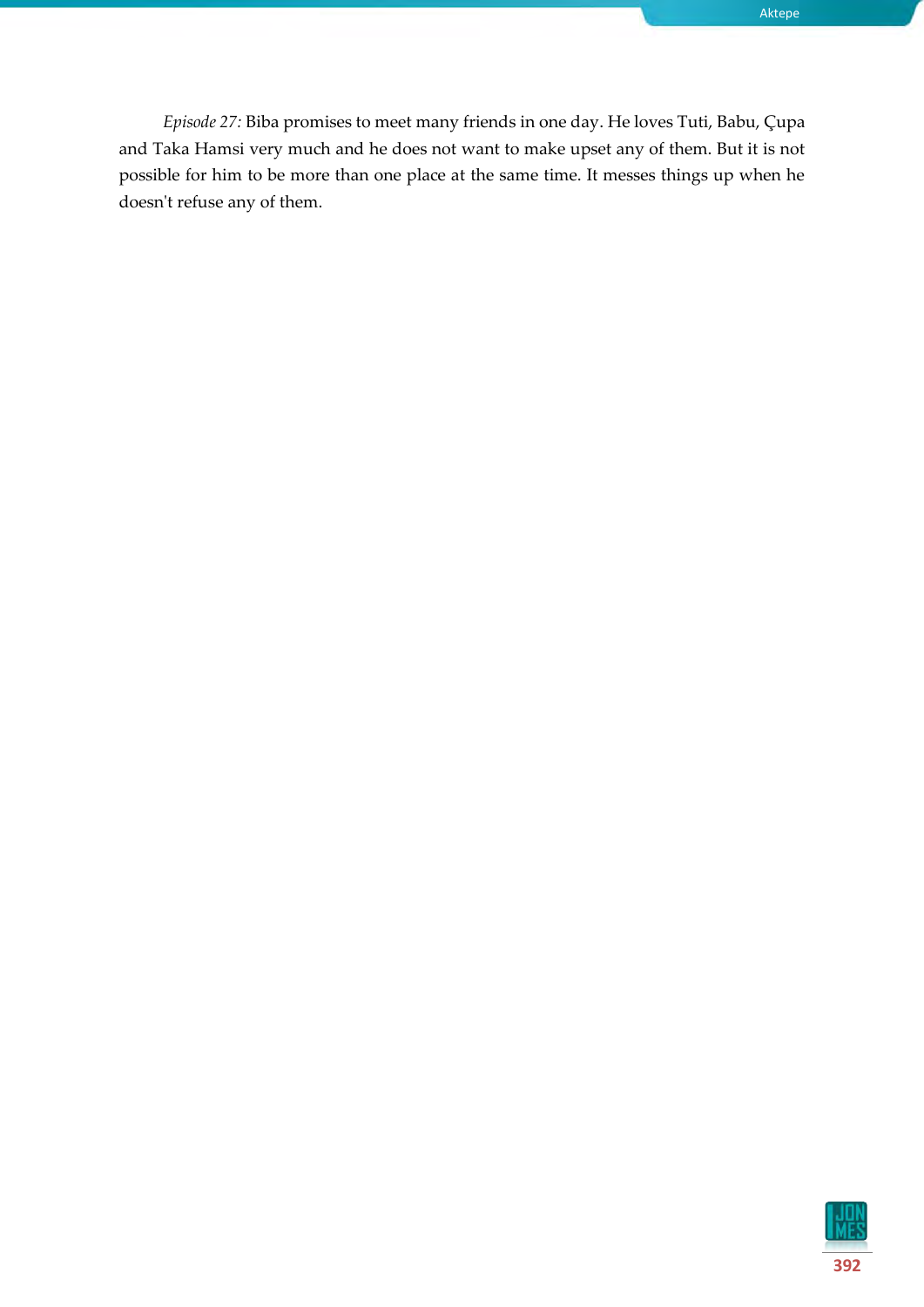*Episode 27:* Biba promises to meet many friends in one day. He loves Tuti, Babu, Çupa and Taka Hamsi very much and he does not want to make upset any of them. But it is not possible for him to be more than one place at the same time. It messes things up when he doesn't refuse any of them.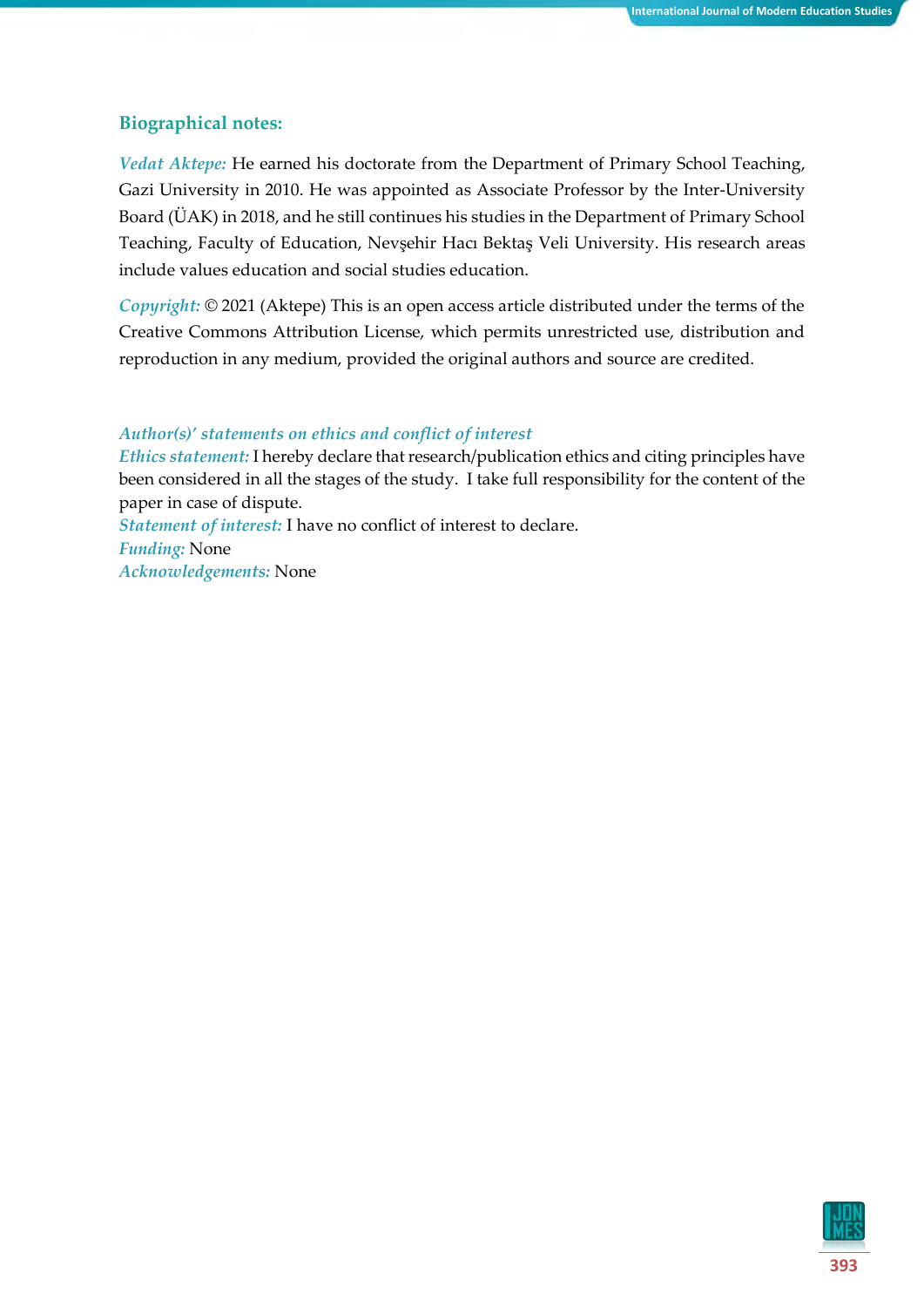## Biographical notes:

*Vedat Aktepe:* He earned his doctorate from the Department of Primary School Teaching, Gazi University in 2010. He was appointed as Associate Professor by the Inter-University Board (ÜAK) in 2018, and he still continues his studies in the Department of Primary School Teaching, Faculty of Education, Nevşehir Hacı Bektaş Veli University. His research areas include values education and social studies education.

*Copyright:* © 2021 (Aktepe) This is an open access article distributed under the terms of the Creative Commons Attribution License, which permits unrestricted use, distribution and reproduction in any medium, provided the original authors and source are credited.

*Author(s)' statements on ethics and conflict of interest*

*Ethics statement:* I hereby declare that research/publication ethics and citing principles have been considered in all the stages of the study. I take full responsibility for the content of the paper in case of dispute.

*Statement of interest:* I have no conflict of interest to declare.

*Funding:* None

*Acknowledgements:* None